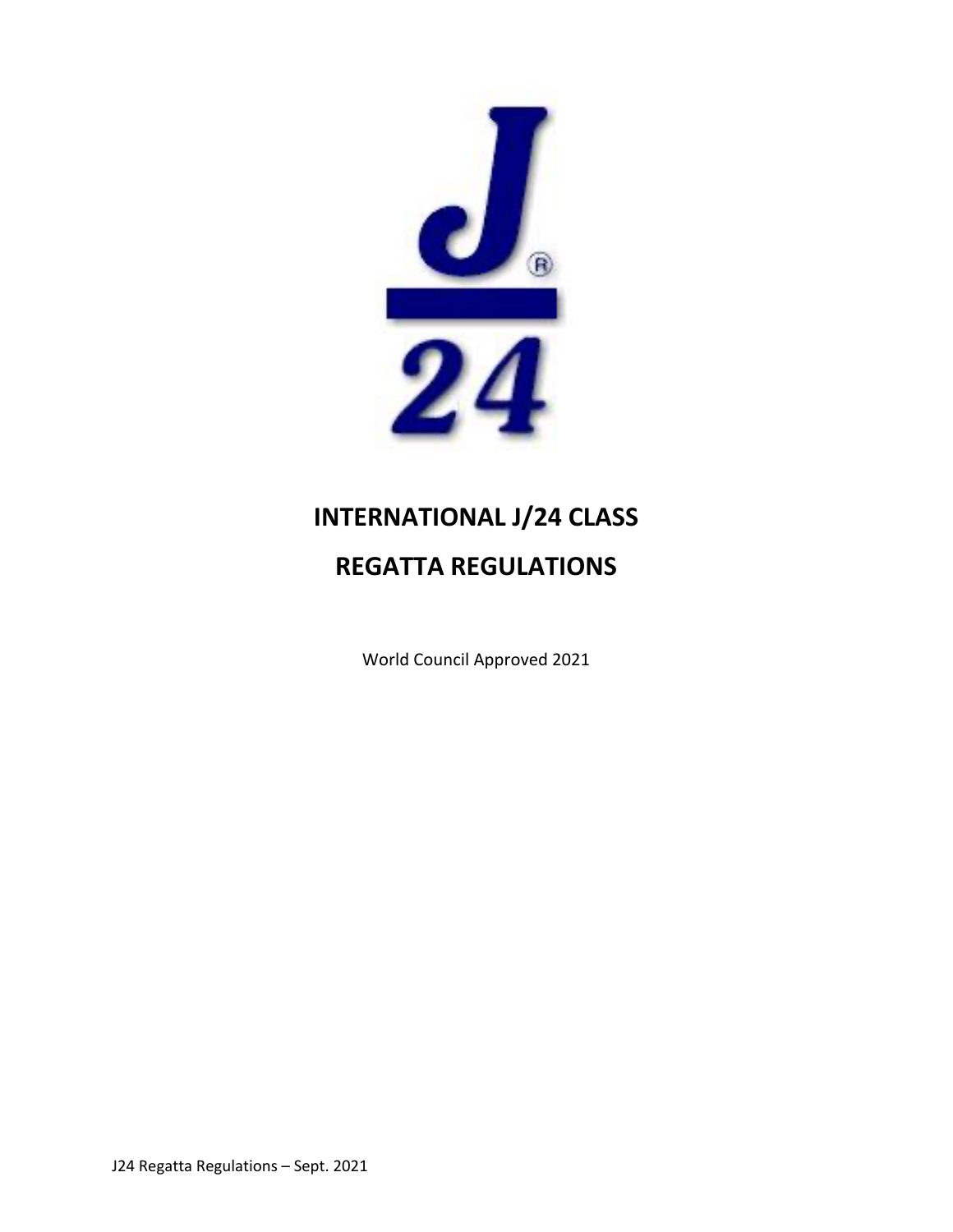# INTERNATIONAL J/24 CLASS

# REGATTA REGULATIONS

World Council Approved 2021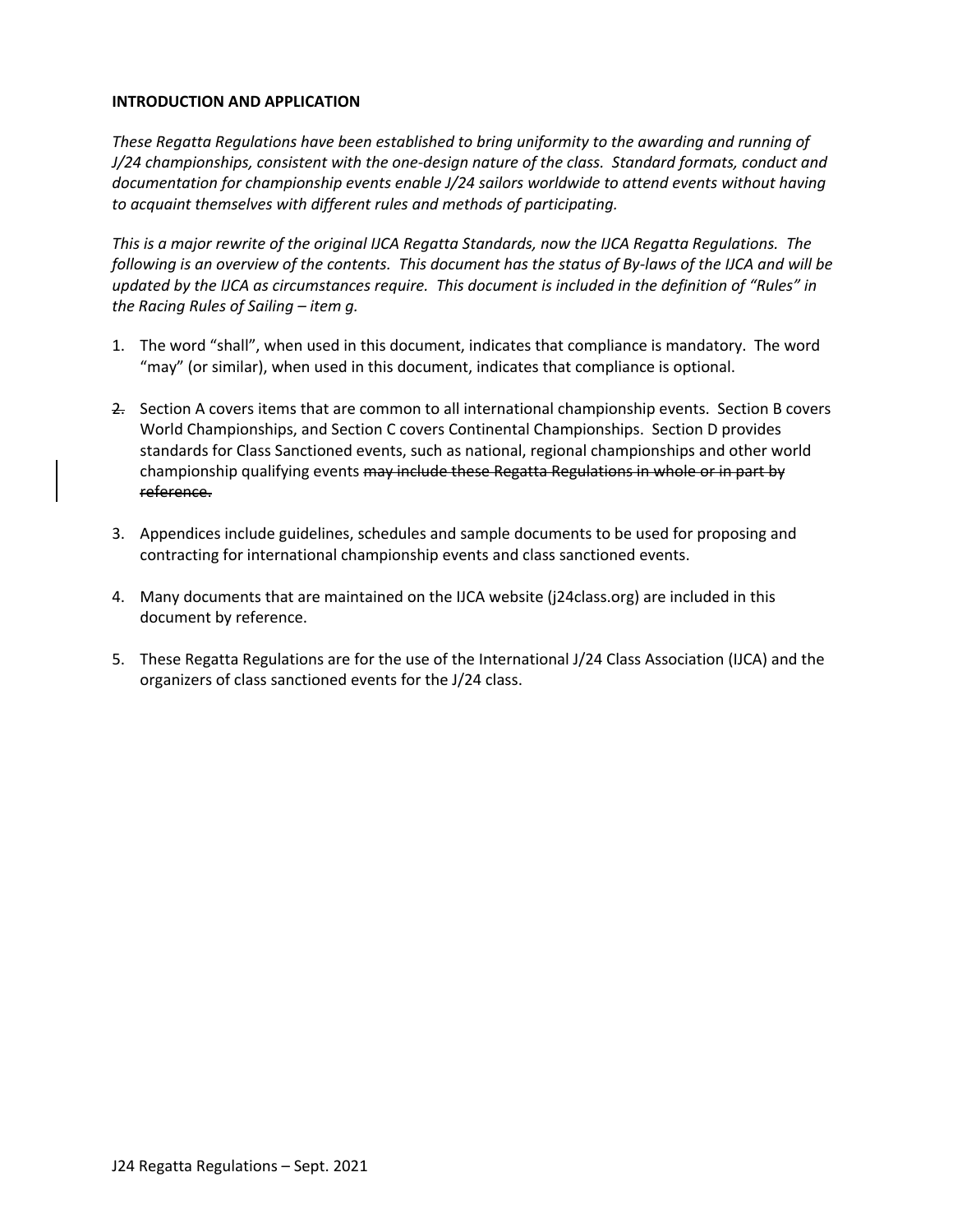**INTRODUCTION AND APPLICATION**

*These Regatta Regulations have been established to bring uniformity to the awarding and running of J/24 championships, consistent with the one-design nature of the class. Standard formats, conduct and documentation for championship events enable J/24 sailors worldwide to attend events without having to acquaint themselves with different rules and methods of participating.*

*This is a major rewrite of the original IJCA Regatta Standards, now the IJCA Regatta Regulations. The following is an overview of the contents. This document has the status of By-laws of the IJCA and will be updated by the IJCA as circumstances require. This document is included in the definition of "Rules" in the Racing Rules of Sailing – item g.*

1. The word "shall", when used in this document, indicates that compliance is mandatory. The word "may" (or similar), when used in this document, indicates that compliance is optional.

2. Section A covers items that are common to all international championship events. Section B covers World Championships, and Section C covers Continental Championships. Section D provides standards for Class Sanctioned events, such as national, regional championships and other world championship qualifying events ~~may include these Regatta Regulations in whole or in part by reference.~~

3. Appendices include guidelines, schedules and sample documents to be used for proposing and contracting for international championship events and class sanctioned events.

4. Many documents that are maintained on the IJCA website (j24class.org) are included in this document by reference.

5. These Regatta Regulations are for the use of the International J/24 Class Association (IJCA) and the organizers of class sanctioned events for the J/24 class.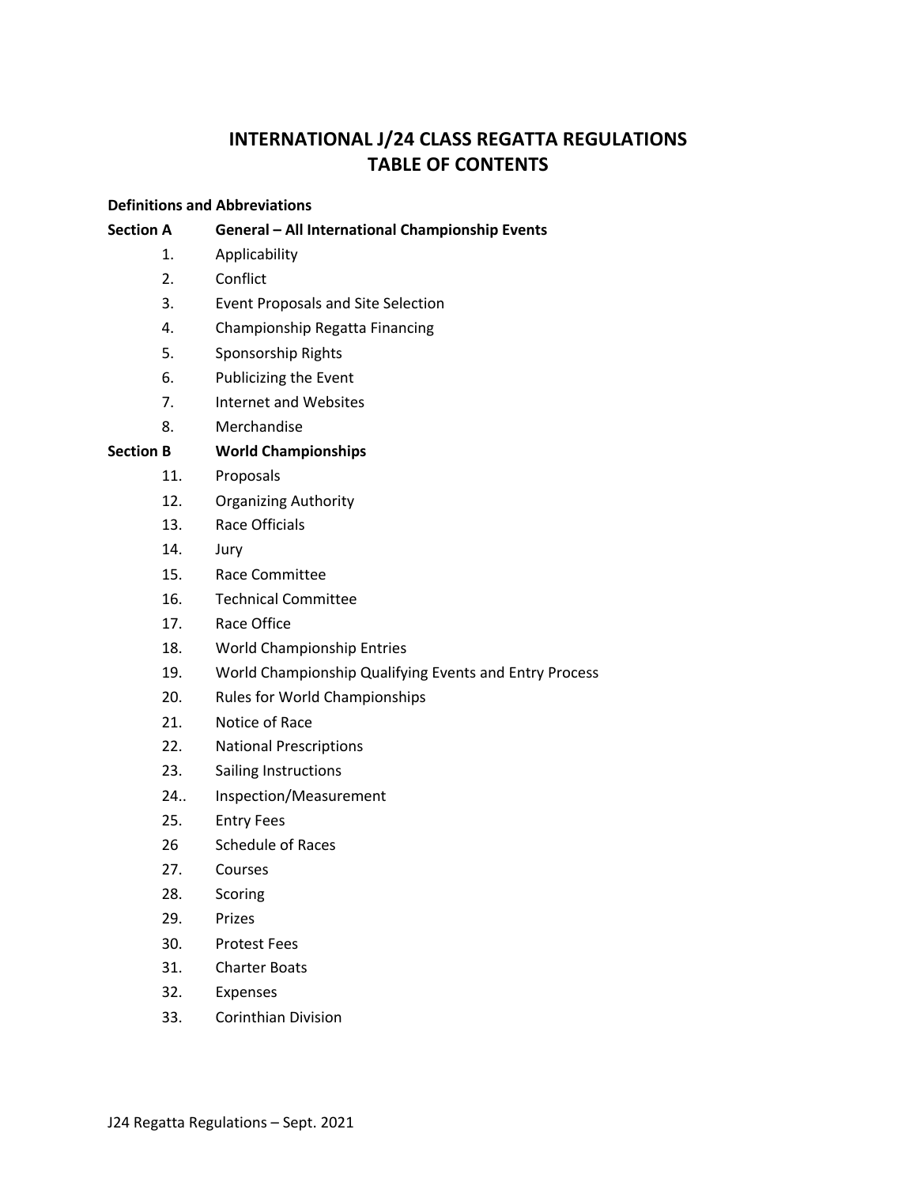# INTERNATIONAL J/24 CLASS REGATTA REGULATIONS
# TABLE OF CONTENTS

**Definitions and Abbreviations**

**Section A General – All International Championship Events**

1. Applicability
2. Conflict
3. Event Proposals and Site Selection
4. Championship Regatta Financing
5. Sponsorship Rights
6. Publicizing the Event
7. Internet and Websites
8. Merchandise

**Section B World Championships**

11. Proposals
12. Organizing Authority
13. Race Officials
14. Jury
15. Race Committee
16. Technical Committee
17. Race Office
18. World Championship Entries
19. World Championship Qualifying Events and Entry Process
20. Rules for World Championships
21. Notice of Race
22. National Prescriptions
23. Sailing Instructions
24.. Inspection/Measurement
25. Entry Fees
26 Schedule of Races
27. Courses
28. Scoring
29. Prizes
30. Protest Fees
31. Charter Boats
32. Expenses
33. Corinthian Division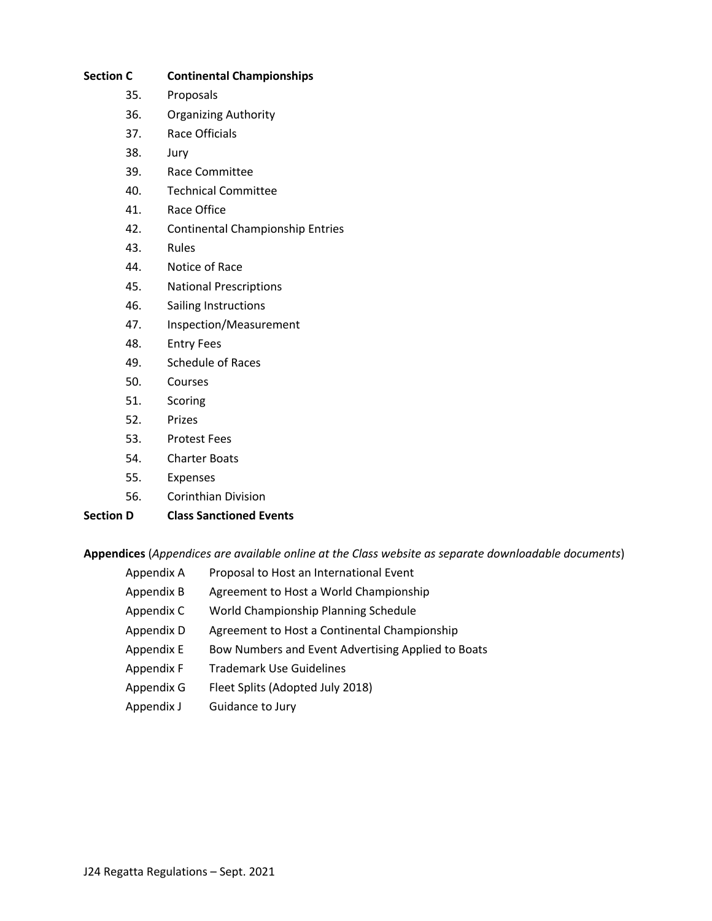**Section C Continental Championships**

35. Proposals
36. Organizing Authority
37. Race Officials
38. Jury
39. Race Committee
40. Technical Committee
41. Race Office
42. Continental Championship Entries
43. Rules
44. Notice of Race
45. National Prescriptions
46. Sailing Instructions
47. Inspection/Measurement
48. Entry Fees
49. Schedule of Races
50. Courses
51. Scoring
52. Prizes
53. Protest Fees
54. Charter Boats
55. Expenses
56. Corinthian Division

**Section D Class Sanctioned Events**

**Appendices** (*Appendices are available online at the Class website as separate downloadable documents*)

- Appendix A Proposal to Host an International Event
- Appendix B Agreement to Host a World Championship
- Appendix C World Championship Planning Schedule
- Appendix D Agreement to Host a Continental Championship
- Appendix E Bow Numbers and Event Advertising Applied to Boats
- Appendix F Trademark Use Guidelines
- Appendix G Fleet Splits (Adopted July 2018)
- Appendix J Guidance to Jury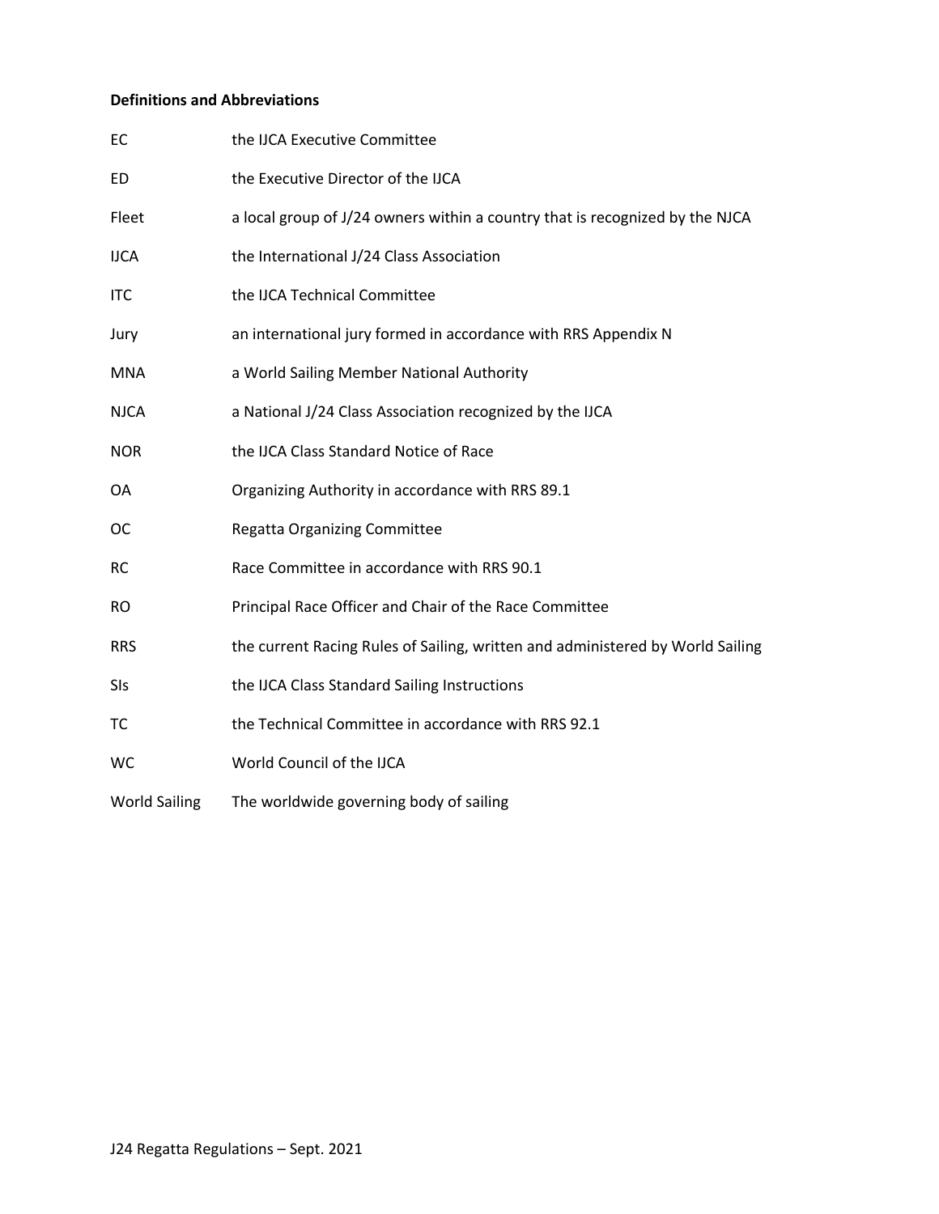**Definitions and Abbreviations**

| | |
|---|---|
| EC | the IJCA Executive Committee |
| ED | the Executive Director of the IJCA |
| Fleet | a local group of J/24 owners within a country that is recognized by the NJCA |
| IJCA | the International J/24 Class Association |
| ITC | the IJCA Technical Committee |
| Jury | an international jury formed in accordance with RRS Appendix N |
| MNA | a World Sailing Member National Authority |
| NJCA | a National J/24 Class Association recognized by the IJCA |
| NOR | the IJCA Class Standard Notice of Race |
| OA | Organizing Authority in accordance with RRS 89.1 |
| OC | Regatta Organizing Committee |
| RC | Race Committee in accordance with RRS 90.1 |
| RO | Principal Race Officer and Chair of the Race Committee |
| RRS | the current Racing Rules of Sailing, written and administered by World Sailing |
| SIs | the IJCA Class Standard Sailing Instructions |
| TC | the Technical Committee in accordance with RRS 92.1 |
| WC | World Council of the IJCA |
| World Sailing | The worldwide governing body of sailing |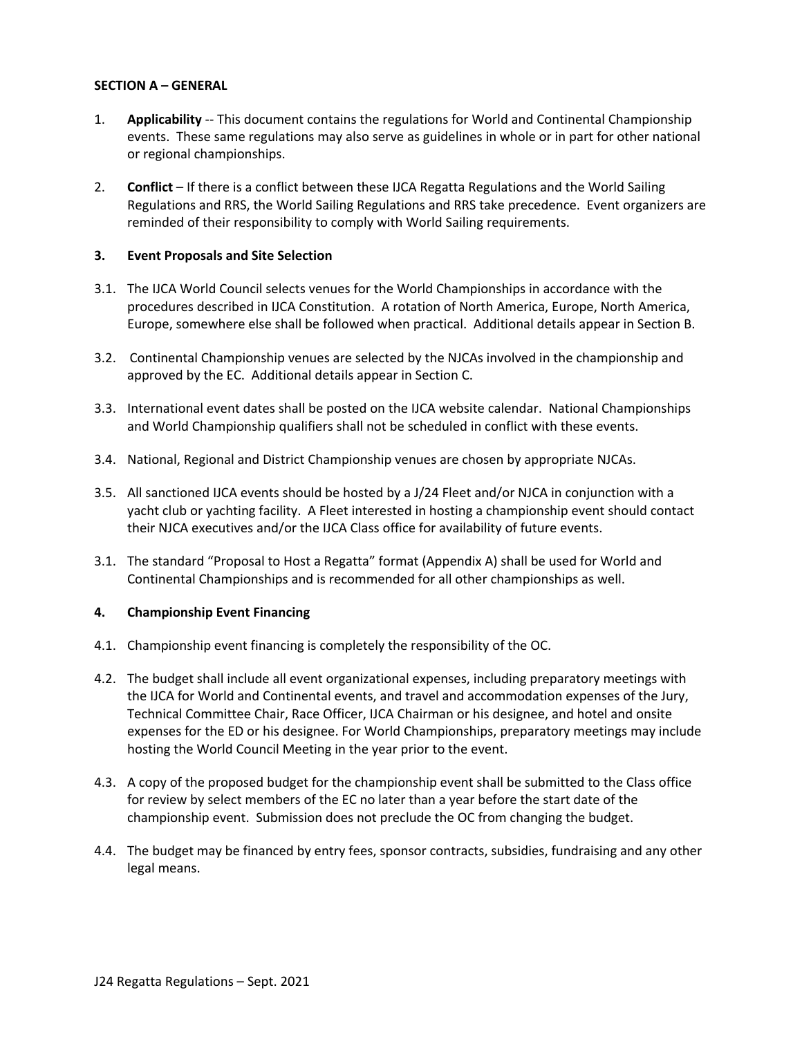**SECTION A – GENERAL**

1. **Applicability** -- This document contains the regulations for World and Continental Championship events. These same regulations may also serve as guidelines in whole or in part for other national or regional championships.

2. **Conflict** – If there is a conflict between these IJCA Regatta Regulations and the World Sailing Regulations and RRS, the World Sailing Regulations and RRS take precedence. Event organizers are reminded of their responsibility to comply with World Sailing requirements.

**3. Event Proposals and Site Selection**

3.1. The IJCA World Council selects venues for the World Championships in accordance with the procedures described in IJCA Constitution. A rotation of North America, Europe, North America, Europe, somewhere else shall be followed when practical. Additional details appear in Section B.

3.2. Continental Championship venues are selected by the NJCAs involved in the championship and approved by the EC. Additional details appear in Section C.

3.3. International event dates shall be posted on the IJCA website calendar. National Championships and World Championship qualifiers shall not be scheduled in conflict with these events.

3.4. National, Regional and District Championship venues are chosen by appropriate NJCAs.

3.5. All sanctioned IJCA events should be hosted by a J/24 Fleet and/or NJCA in conjunction with a yacht club or yachting facility. A Fleet interested in hosting a championship event should contact their NJCA executives and/or the IJCA Class office for availability of future events.

3.1. The standard "Proposal to Host a Regatta" format (Appendix A) shall be used for World and Continental Championships and is recommended for all other championships as well.

**4. Championship Event Financing**

4.1. Championship event financing is completely the responsibility of the OC.

4.2. The budget shall include all event organizational expenses, including preparatory meetings with the IJCA for World and Continental events, and travel and accommodation expenses of the Jury, Technical Committee Chair, Race Officer, IJCA Chairman or his designee, and hotel and onsite expenses for the ED or his designee. For World Championships, preparatory meetings may include hosting the World Council Meeting in the year prior to the event.

4.3. A copy of the proposed budget for the championship event shall be submitted to the Class office for review by select members of the EC no later than a year before the start date of the championship event. Submission does not preclude the OC from changing the budget.

4.4. The budget may be financed by entry fees, sponsor contracts, subsidies, fundraising and any other legal means.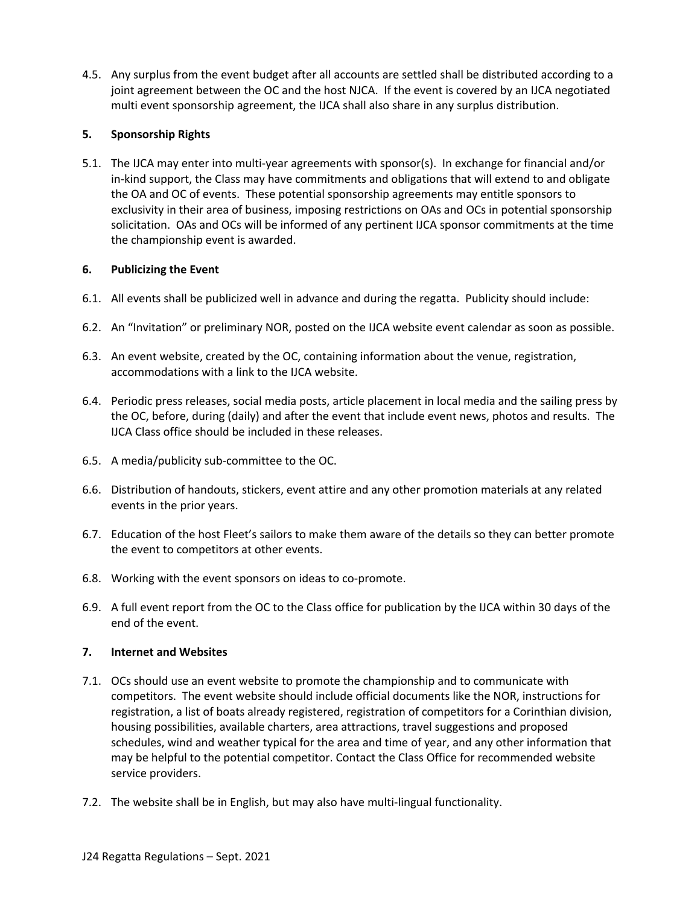4.5. Any surplus from the event budget after all accounts are settled shall be distributed according to a joint agreement between the OC and the host NJCA. If the event is covered by an IJCA negotiated multi event sponsorship agreement, the IJCA shall also share in any surplus distribution.

## 5. Sponsorship Rights

5.1. The IJCA may enter into multi-year agreements with sponsor(s). In exchange for financial and/or in-kind support, the Class may have commitments and obligations that will extend to and obligate the OA and OC of events. These potential sponsorship agreements may entitle sponsors to exclusivity in their area of business, imposing restrictions on OAs and OCs in potential sponsorship solicitation. OAs and OCs will be informed of any pertinent IJCA sponsor commitments at the time the championship event is awarded.

## 6. Publicizing the Event

6.1. All events shall be publicized well in advance and during the regatta. Publicity should include:

6.2. An "Invitation" or preliminary NOR, posted on the IJCA website event calendar as soon as possible.

6.3. An event website, created by the OC, containing information about the venue, registration, accommodations with a link to the IJCA website.

6.4. Periodic press releases, social media posts, article placement in local media and the sailing press by the OC, before, during (daily) and after the event that include event news, photos and results. The IJCA Class office should be included in these releases.

6.5. A media/publicity sub-committee to the OC.

6.6. Distribution of handouts, stickers, event attire and any other promotion materials at any related events in the prior years.

6.7. Education of the host Fleet's sailors to make them aware of the details so they can better promote the event to competitors at other events.

6.8. Working with the event sponsors on ideas to co-promote.

6.9. A full event report from the OC to the Class office for publication by the IJCA within 30 days of the end of the event.

## 7. Internet and Websites

7.1. OCs should use an event website to promote the championship and to communicate with competitors. The event website should include official documents like the NOR, instructions for registration, a list of boats already registered, registration of competitors for a Corinthian division, housing possibilities, available charters, area attractions, travel suggestions and proposed schedules, wind and weather typical for the area and time of year, and any other information that may be helpful to the potential competitor. Contact the Class Office for recommended website service providers.

7.2. The website shall be in English, but may also have multi-lingual functionality.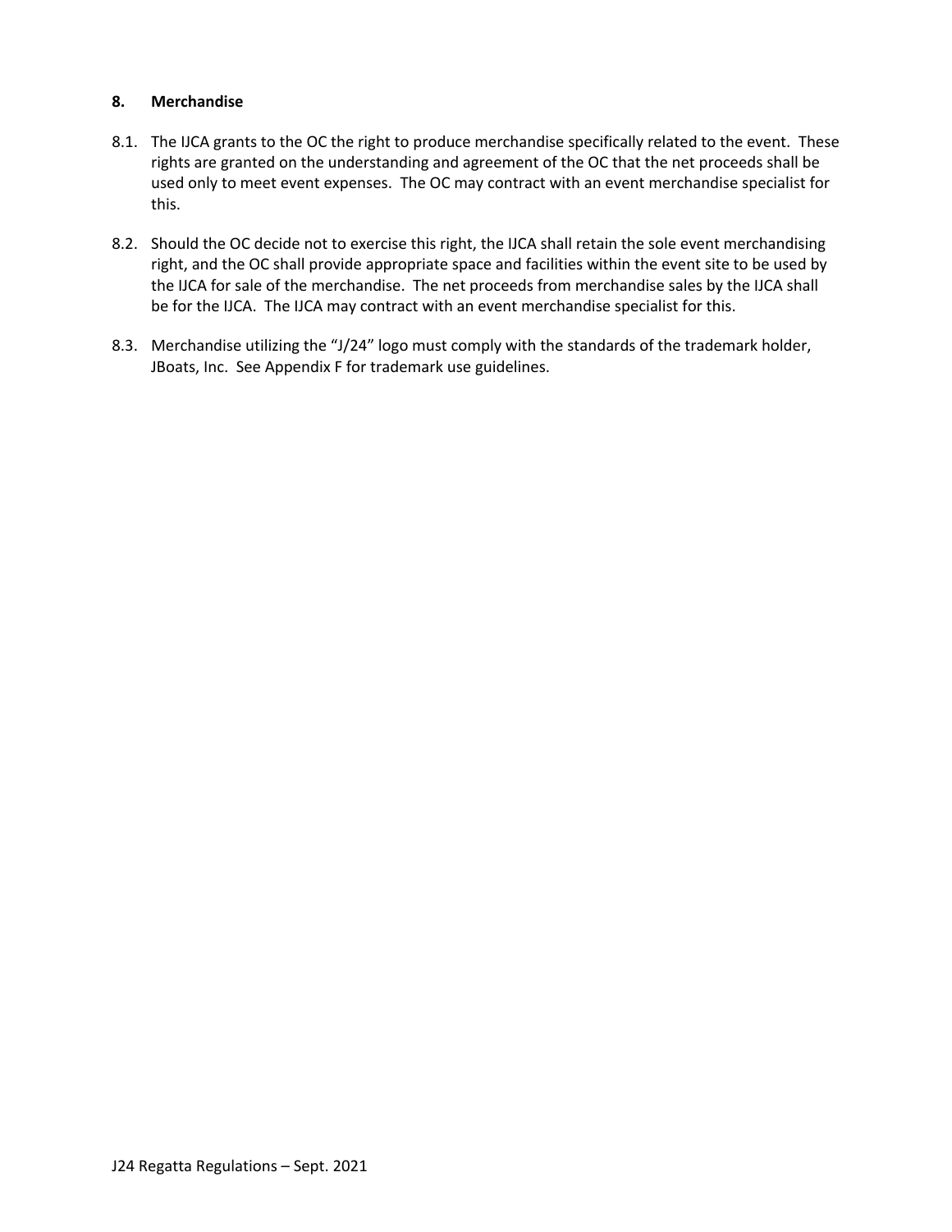## 8. Merchandise

8.1. The IJCA grants to the OC the right to produce merchandise specifically related to the event. These rights are granted on the understanding and agreement of the OC that the net proceeds shall be used only to meet event expenses. The OC may contract with an event merchandise specialist for this.

8.2. Should the OC decide not to exercise this right, the IJCA shall retain the sole event merchandising right, and the OC shall provide appropriate space and facilities within the event site to be used by the IJCA for sale of the merchandise. The net proceeds from merchandise sales by the IJCA shall be for the IJCA. The IJCA may contract with an event merchandise specialist for this.

8.3. Merchandise utilizing the "J/24" logo must comply with the standards of the trademark holder, JBoats, Inc. See Appendix F for trademark use guidelines.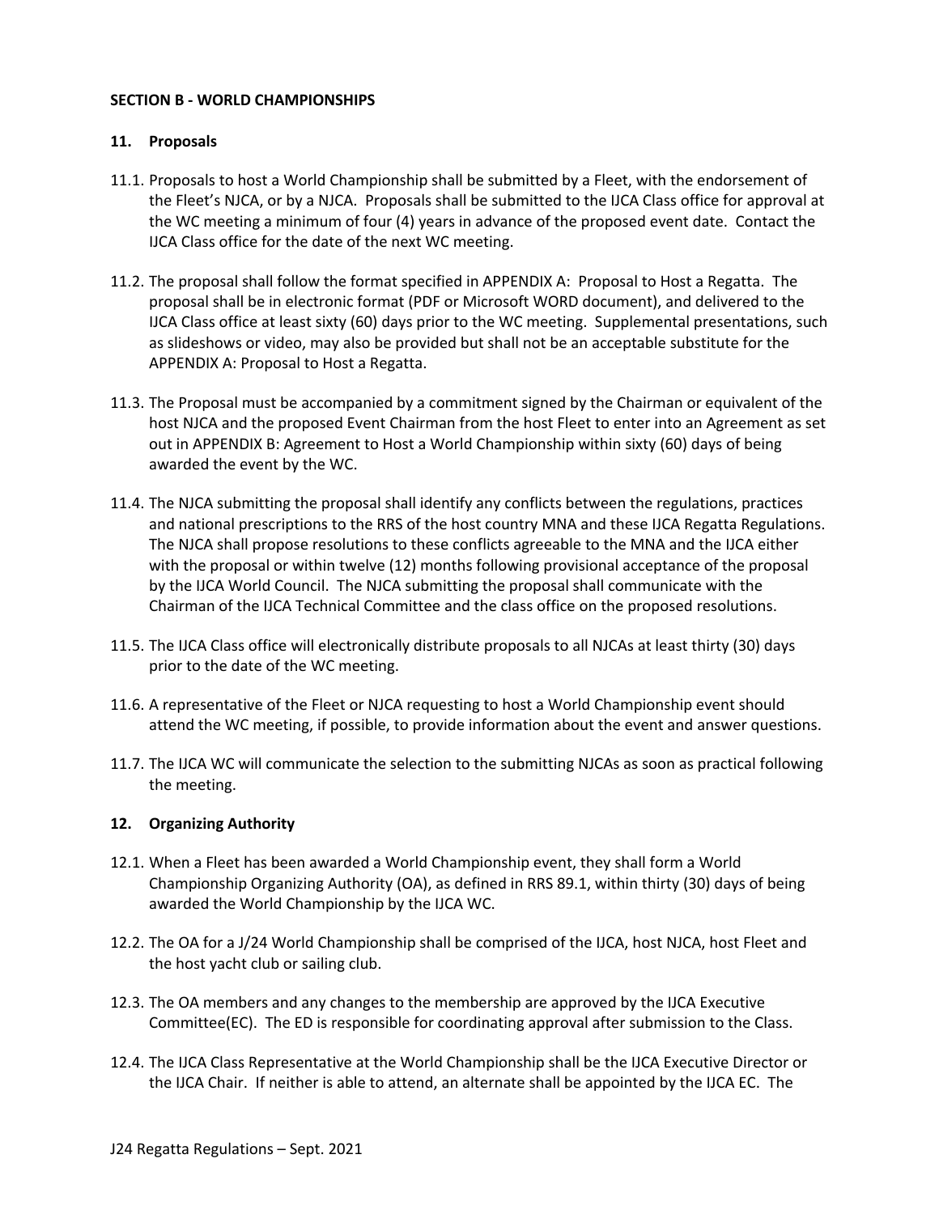## SECTION B - WORLD CHAMPIONSHIPS

### 11. Proposals

11.1. Proposals to host a World Championship shall be submitted by a Fleet, with the endorsement of the Fleet's NJCA, or by a NJCA. Proposals shall be submitted to the IJCA Class office for approval at the WC meeting a minimum of four (4) years in advance of the proposed event date. Contact the IJCA Class office for the date of the next WC meeting.

11.2. The proposal shall follow the format specified in APPENDIX A: Proposal to Host a Regatta. The proposal shall be in electronic format (PDF or Microsoft WORD document), and delivered to the IJCA Class office at least sixty (60) days prior to the WC meeting. Supplemental presentations, such as slideshows or video, may also be provided but shall not be an acceptable substitute for the APPENDIX A: Proposal to Host a Regatta.

11.3. The Proposal must be accompanied by a commitment signed by the Chairman or equivalent of the host NJCA and the proposed Event Chairman from the host Fleet to enter into an Agreement as set out in APPENDIX B: Agreement to Host a World Championship within sixty (60) days of being awarded the event by the WC.

11.4. The NJCA submitting the proposal shall identify any conflicts between the regulations, practices and national prescriptions to the RRS of the host country MNA and these IJCA Regatta Regulations. The NJCA shall propose resolutions to these conflicts agreeable to the MNA and the IJCA either with the proposal or within twelve (12) months following provisional acceptance of the proposal by the IJCA World Council. The NJCA submitting the proposal shall communicate with the Chairman of the IJCA Technical Committee and the class office on the proposed resolutions.

11.5. The IJCA Class office will electronically distribute proposals to all NJCAs at least thirty (30) days prior to the date of the WC meeting.

11.6. A representative of the Fleet or NJCA requesting to host a World Championship event should attend the WC meeting, if possible, to provide information about the event and answer questions.

11.7. The IJCA WC will communicate the selection to the submitting NJCAs as soon as practical following the meeting.

### 12. Organizing Authority

12.1. When a Fleet has been awarded a World Championship event, they shall form a World Championship Organizing Authority (OA), as defined in RRS 89.1, within thirty (30) days of being awarded the World Championship by the IJCA WC.

12.2. The OA for a J/24 World Championship shall be comprised of the IJCA, host NJCA, host Fleet and the host yacht club or sailing club.

12.3. The OA members and any changes to the membership are approved by the IJCA Executive Committee(EC). The ED is responsible for coordinating approval after submission to the Class.

12.4. The IJCA Class Representative at the World Championship shall be the IJCA Executive Director or the IJCA Chair. If neither is able to attend, an alternate shall be appointed by the IJCA EC. The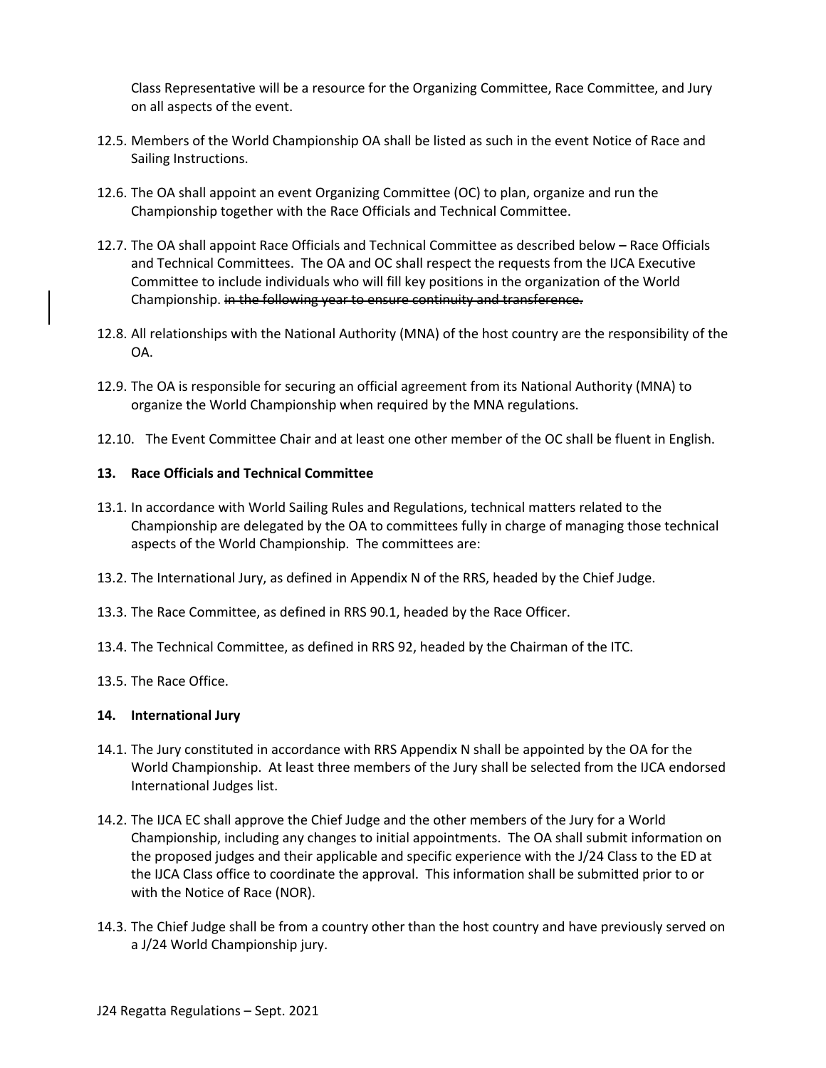Class Representative will be a resource for the Organizing Committee, Race Committee, and Jury on all aspects of the event.

12.5. Members of the World Championship OA shall be listed as such in the event Notice of Race and Sailing Instructions.

12.6. The OA shall appoint an event Organizing Committee (OC) to plan, organize and run the Championship together with the Race Officials and Technical Committee.

12.7. The OA shall appoint Race Officials and Technical Committee as described below **–** Race Officials and Technical Committees. The OA and OC shall respect the requests from the IJCA Executive Committee to include individuals who will fill key positions in the organization of the World Championship. ~~in the following year to ensure continuity and transference.~~

12.8. All relationships with the National Authority (MNA) of the host country are the responsibility of the OA.

12.9. The OA is responsible for securing an official agreement from its National Authority (MNA) to organize the World Championship when required by the MNA regulations.

12.10. The Event Committee Chair and at least one other member of the OC shall be fluent in English.

## 13. Race Officials and Technical Committee

13.1. In accordance with World Sailing Rules and Regulations, technical matters related to the Championship are delegated by the OA to committees fully in charge of managing those technical aspects of the World Championship. The committees are:

13.2. The International Jury, as defined in Appendix N of the RRS, headed by the Chief Judge.

13.3. The Race Committee, as defined in RRS 90.1, headed by the Race Officer.

13.4. The Technical Committee, as defined in RRS 92, headed by the Chairman of the ITC.

13.5. The Race Office.

## 14. International Jury

14.1. The Jury constituted in accordance with RRS Appendix N shall be appointed by the OA for the World Championship. At least three members of the Jury shall be selected from the IJCA endorsed International Judges list.

14.2. The IJCA EC shall approve the Chief Judge and the other members of the Jury for a World Championship, including any changes to initial appointments. The OA shall submit information on the proposed judges and their applicable and specific experience with the J/24 Class to the ED at the IJCA Class office to coordinate the approval. This information shall be submitted prior to or with the Notice of Race (NOR).

14.3. The Chief Judge shall be from a country other than the host country and have previously served on a J/24 World Championship jury.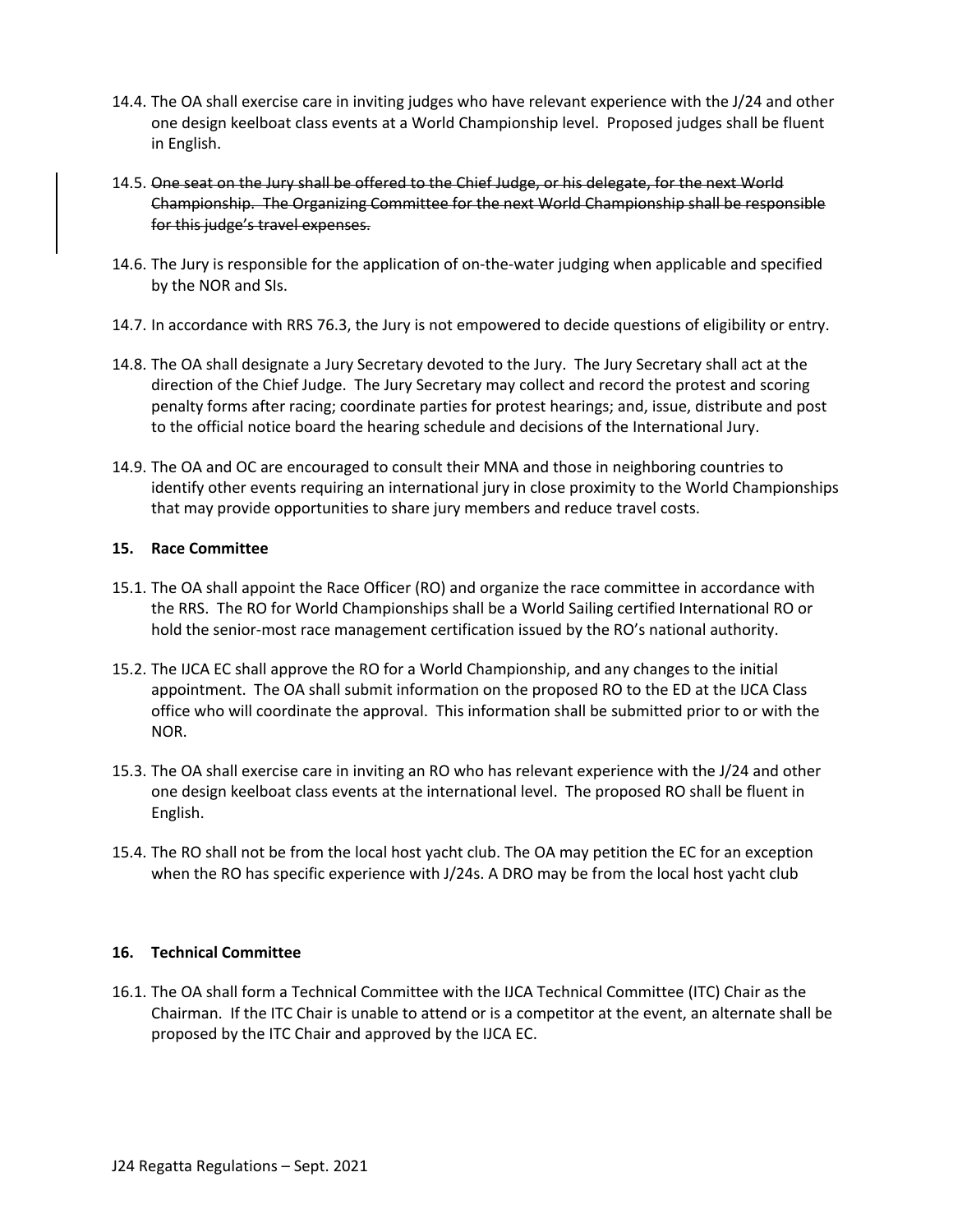14.4. The OA shall exercise care in inviting judges who have relevant experience with the J/24 and other one design keelboat class events at a World Championship level. Proposed judges shall be fluent in English.

14.5. ~~One seat on the Jury shall be offered to the Chief Judge, or his delegate, for the next World Championship. The Organizing Committee for the next World Championship shall be responsible for this judge's travel expenses.~~

14.6. The Jury is responsible for the application of on-the-water judging when applicable and specified by the NOR and SIs.

14.7. In accordance with RRS 76.3, the Jury is not empowered to decide questions of eligibility or entry.

14.8. The OA shall designate a Jury Secretary devoted to the Jury. The Jury Secretary shall act at the direction of the Chief Judge. The Jury Secretary may collect and record the protest and scoring penalty forms after racing; coordinate parties for protest hearings; and, issue, distribute and post to the official notice board the hearing schedule and decisions of the International Jury.

14.9. The OA and OC are encouraged to consult their MNA and those in neighboring countries to identify other events requiring an international jury in close proximity to the World Championships that may provide opportunities to share jury members and reduce travel costs.

## 15. Race Committee

15.1. The OA shall appoint the Race Officer (RO) and organize the race committee in accordance with the RRS. The RO for World Championships shall be a World Sailing certified International RO or hold the senior-most race management certification issued by the RO's national authority.

15.2. The IJCA EC shall approve the RO for a World Championship, and any changes to the initial appointment. The OA shall submit information on the proposed RO to the ED at the IJCA Class office who will coordinate the approval. This information shall be submitted prior to or with the NOR.

15.3. The OA shall exercise care in inviting an RO who has relevant experience with the J/24 and other one design keelboat class events at the international level. The proposed RO shall be fluent in English.

15.4. The RO shall not be from the local host yacht club. The OA may petition the EC for an exception when the RO has specific experience with J/24s. A DRO may be from the local host yacht club

## 16. Technical Committee

16.1. The OA shall form a Technical Committee with the IJCA Technical Committee (ITC) Chair as the Chairman. If the ITC Chair is unable to attend or is a competitor at the event, an alternate shall be proposed by the ITC Chair and approved by the IJCA EC.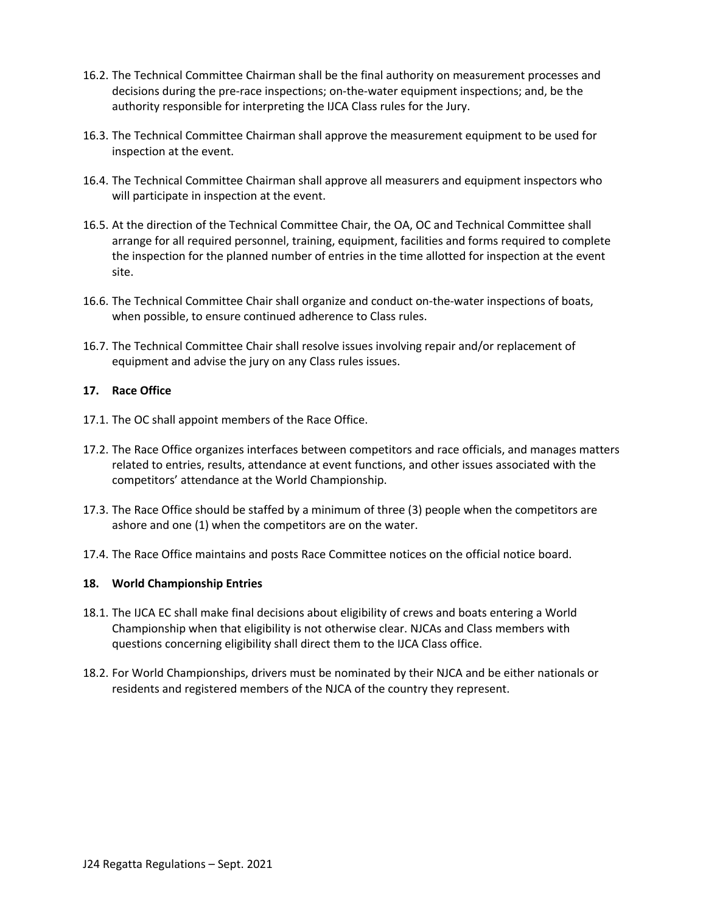16.2. The Technical Committee Chairman shall be the final authority on measurement processes and decisions during the pre-race inspections; on-the-water equipment inspections; and, be the authority responsible for interpreting the IJCA Class rules for the Jury.

16.3. The Technical Committee Chairman shall approve the measurement equipment to be used for inspection at the event.

16.4. The Technical Committee Chairman shall approve all measurers and equipment inspectors who will participate in inspection at the event.

16.5. At the direction of the Technical Committee Chair, the OA, OC and Technical Committee shall arrange for all required personnel, training, equipment, facilities and forms required to complete the inspection for the planned number of entries in the time allotted for inspection at the event site.

16.6. The Technical Committee Chair shall organize and conduct on-the-water inspections of boats, when possible, to ensure continued adherence to Class rules.

16.7. The Technical Committee Chair shall resolve issues involving repair and/or replacement of equipment and advise the jury on any Class rules issues.

## 17. Race Office

17.1. The OC shall appoint members of the Race Office.

17.2. The Race Office organizes interfaces between competitors and race officials, and manages matters related to entries, results, attendance at event functions, and other issues associated with the competitors' attendance at the World Championship.

17.3. The Race Office should be staffed by a minimum of three (3) people when the competitors are ashore and one (1) when the competitors are on the water.

17.4. The Race Office maintains and posts Race Committee notices on the official notice board.

## 18. World Championship Entries

18.1. The IJCA EC shall make final decisions about eligibility of crews and boats entering a World Championship when that eligibility is not otherwise clear. NJCAs and Class members with questions concerning eligibility shall direct them to the IJCA Class office.

18.2. For World Championships, drivers must be nominated by their NJCA and be either nationals or residents and registered members of the NJCA of the country they represent.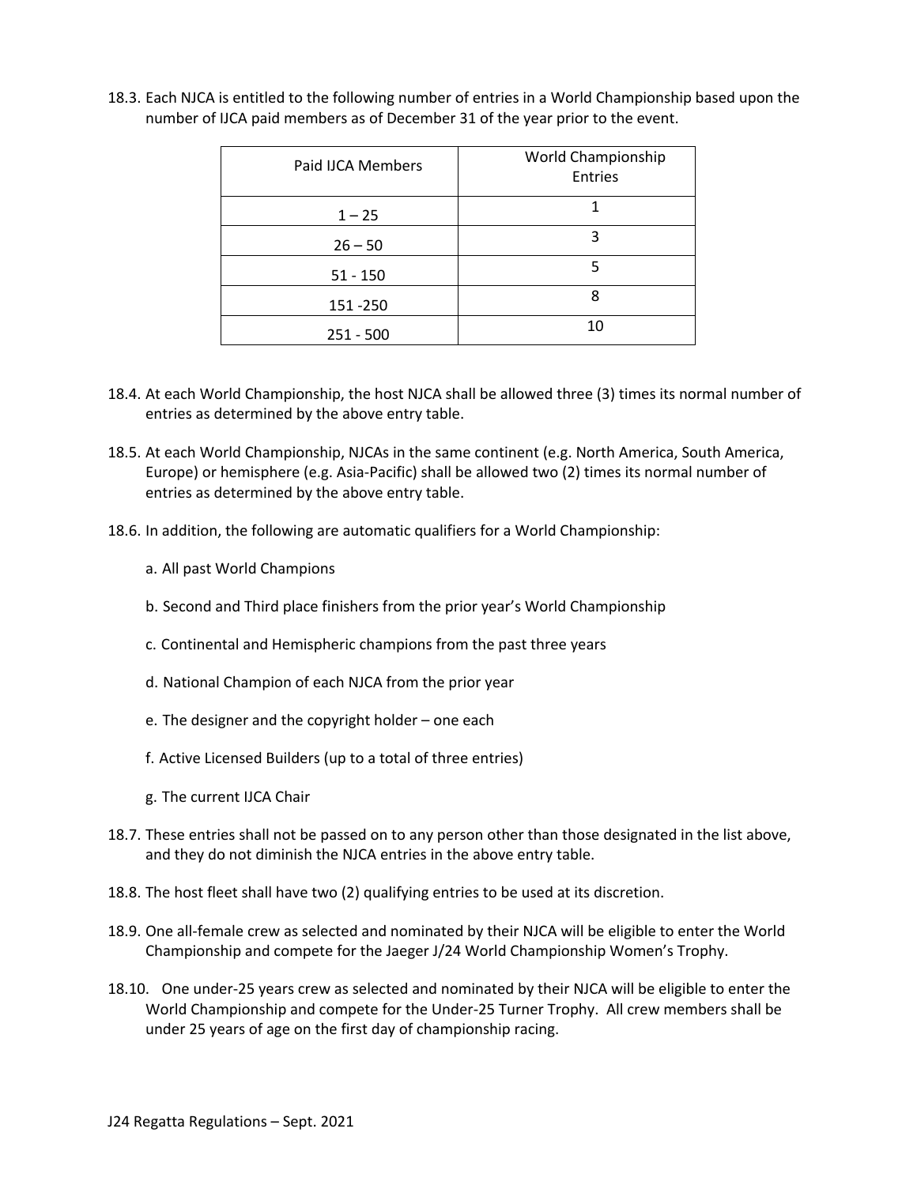18.3. Each NJCA is entitled to the following number of entries in a World Championship based upon the number of IJCA paid members as of December 31 of the year prior to the event.

| Paid IJCA Members | World Championship Entries |
| --- | --- |
| 1 – 25 | 1 |
| 26 – 50 | 3 |
| 51 - 150 | 5 |
| 151 -250 | 8 |
| 251 - 500 | 10 |

18.4. At each World Championship, the host NJCA shall be allowed three (3) times its normal number of entries as determined by the above entry table.

18.5. At each World Championship, NJCAs in the same continent (e.g. North America, South America, Europe) or hemisphere (e.g. Asia-Pacific) shall be allowed two (2) times its normal number of entries as determined by the above entry table.

18.6. In addition, the following are automatic qualifiers for a World Championship:

a. All past World Champions

b. Second and Third place finishers from the prior year's World Championship

c. Continental and Hemispheric champions from the past three years

d. National Champion of each NJCA from the prior year

e. The designer and the copyright holder – one each

f. Active Licensed Builders (up to a total of three entries)

g. The current IJCA Chair

18.7. These entries shall not be passed on to any person other than those designated in the list above, and they do not diminish the NJCA entries in the above entry table.

18.8. The host fleet shall have two (2) qualifying entries to be used at its discretion.

18.9. One all-female crew as selected and nominated by their NJCA will be eligible to enter the World Championship and compete for the Jaeger J/24 World Championship Women's Trophy.

18.10. One under-25 years crew as selected and nominated by their NJCA will be eligible to enter the World Championship and compete for the Under-25 Turner Trophy. All crew members shall be under 25 years of age on the first day of championship racing.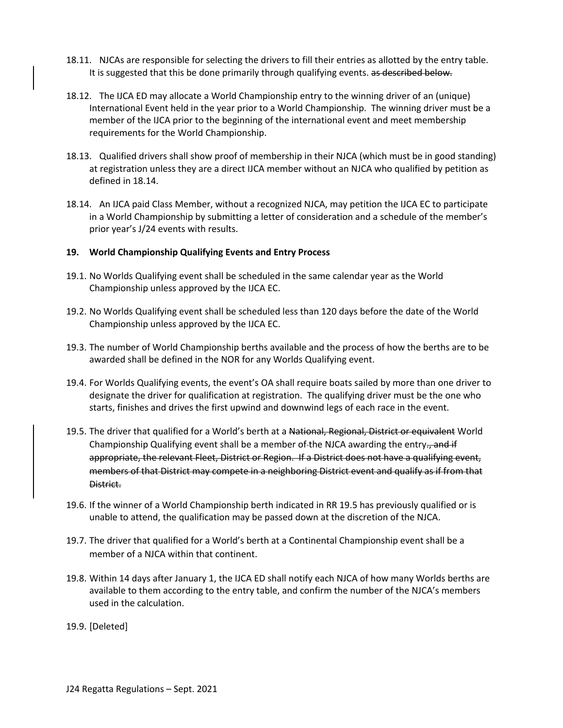18.11. NJCAs are responsible for selecting the drivers to fill their entries as allotted by the entry table. It is suggested that this be done primarily through qualifying events. ~~as described below.~~

18.12. The IJCA ED may allocate a World Championship entry to the winning driver of an (unique) International Event held in the year prior to a World Championship. The winning driver must be a member of the IJCA prior to the beginning of the international event and meet membership requirements for the World Championship.

18.13. Qualified drivers shall show proof of membership in their NJCA (which must be in good standing) at registration unless they are a direct IJCA member without an NJCA who qualified by petition as defined in 18.14.

18.14. An IJCA paid Class Member, without a recognized NJCA, may petition the IJCA EC to participate in a World Championship by submitting a letter of consideration and a schedule of the member's prior year's J/24 events with results.

**19. World Championship Qualifying Events and Entry Process**

19.1. No Worlds Qualifying event shall be scheduled in the same calendar year as the World Championship unless approved by the IJCA EC.

19.2. No Worlds Qualifying event shall be scheduled less than 120 days before the date of the World Championship unless approved by the IJCA EC.

19.3. The number of World Championship berths available and the process of how the berths are to be awarded shall be defined in the NOR for any Worlds Qualifying event.

19.4. For Worlds Qualifying events, the event's OA shall require boats sailed by more than one driver to designate the driver for qualification at registration. The qualifying driver must be the one who starts, finishes and drives the first upwind and downwind legs of each race in the event.

19.5. The driver that qualified for a World's berth at a ~~National, Regional, District or equivalent~~ World Championship Qualifying event shall be a member of the NJCA awarding the entry~~., and if appropriate, the relevant Fleet, District or Region. If a District does not have a qualifying event, members of that District may compete in a neighboring District event and qualify as if from that District.~~

19.6. If the winner of a World Championship berth indicated in RR 19.5 has previously qualified or is unable to attend, the qualification may be passed down at the discretion of the NJCA.

19.7. The driver that qualified for a World's berth at a Continental Championship event shall be a member of a NJCA within that continent.

19.8. Within 14 days after January 1, the IJCA ED shall notify each NJCA of how many Worlds berths are available to them according to the entry table, and confirm the number of the NJCA's members used in the calculation.

19.9. [Deleted]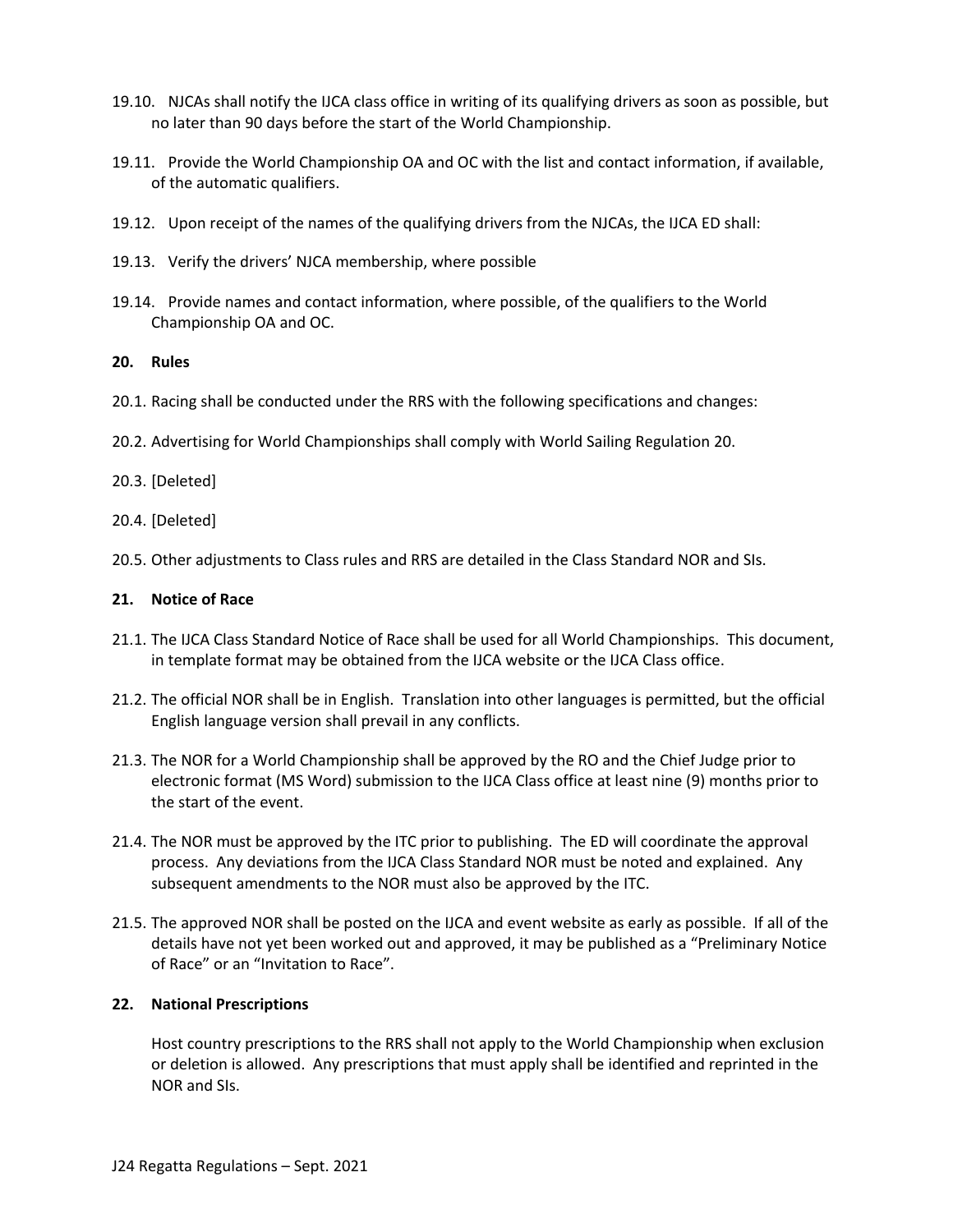19.10. NJCAs shall notify the IJCA class office in writing of its qualifying drivers as soon as possible, but no later than 90 days before the start of the World Championship.

19.11. Provide the World Championship OA and OC with the list and contact information, if available, of the automatic qualifiers.

19.12. Upon receipt of the names of the qualifying drivers from the NJCAs, the IJCA ED shall:

19.13. Verify the drivers' NJCA membership, where possible

19.14. Provide names and contact information, where possible, of the qualifiers to the World Championship OA and OC.

## 20. Rules

20.1. Racing shall be conducted under the RRS with the following specifications and changes:

20.2. Advertising for World Championships shall comply with World Sailing Regulation 20.

20.3. [Deleted]

20.4. [Deleted]

20.5. Other adjustments to Class rules and RRS are detailed in the Class Standard NOR and SIs.

## 21. Notice of Race

21.1. The IJCA Class Standard Notice of Race shall be used for all World Championships. This document, in template format may be obtained from the IJCA website or the IJCA Class office.

21.2. The official NOR shall be in English. Translation into other languages is permitted, but the official English language version shall prevail in any conflicts.

21.3. The NOR for a World Championship shall be approved by the RO and the Chief Judge prior to electronic format (MS Word) submission to the IJCA Class office at least nine (9) months prior to the start of the event.

21.4. The NOR must be approved by the ITC prior to publishing. The ED will coordinate the approval process. Any deviations from the IJCA Class Standard NOR must be noted and explained. Any subsequent amendments to the NOR must also be approved by the ITC.

21.5. The approved NOR shall be posted on the IJCA and event website as early as possible. If all of the details have not yet been worked out and approved, it may be published as a "Preliminary Notice of Race" or an "Invitation to Race".

## 22. National Prescriptions

Host country prescriptions to the RRS shall not apply to the World Championship when exclusion or deletion is allowed. Any prescriptions that must apply shall be identified and reprinted in the NOR and SIs.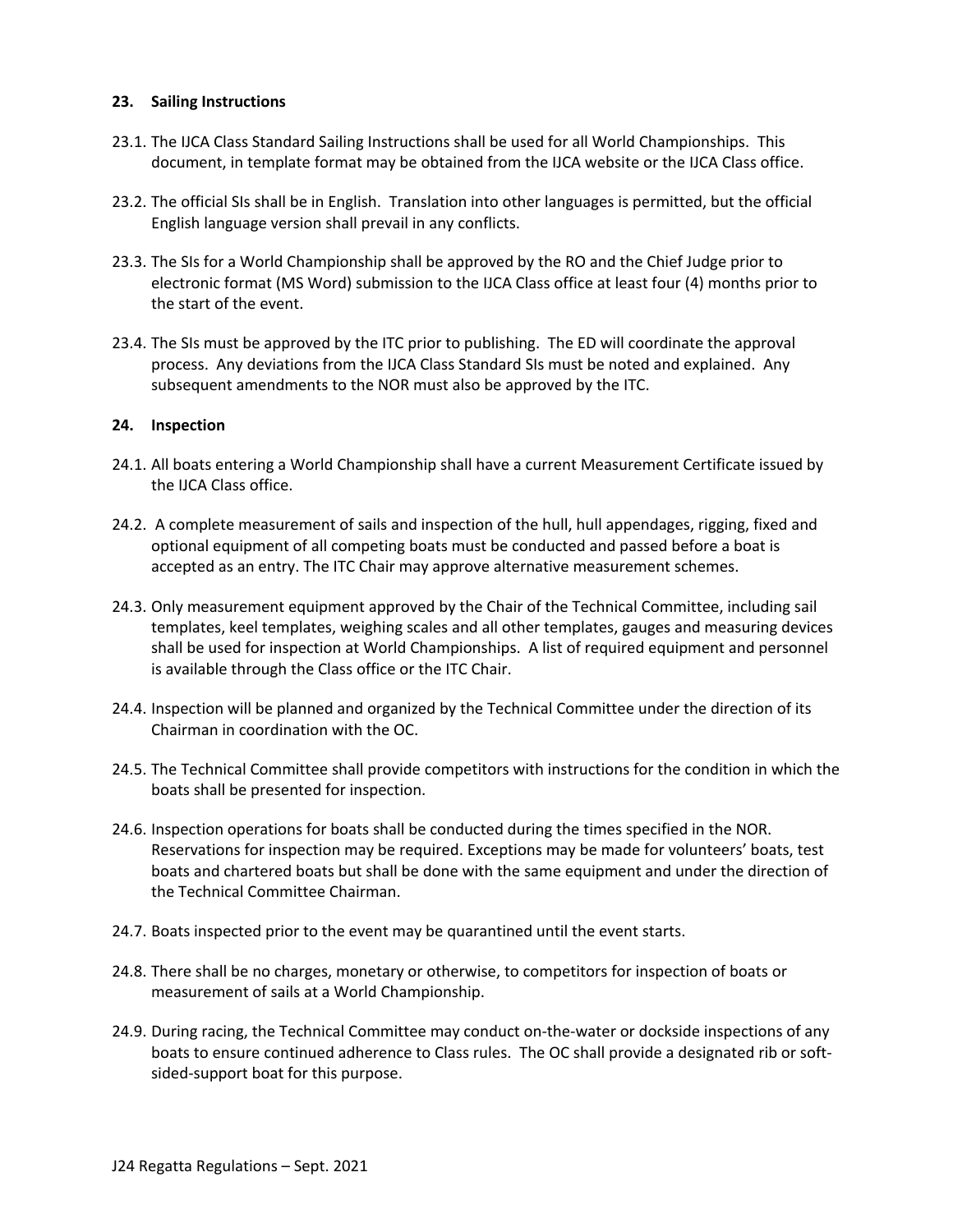## 23. Sailing Instructions

23.1. The IJCA Class Standard Sailing Instructions shall be used for all World Championships. This document, in template format may be obtained from the IJCA website or the IJCA Class office.

23.2. The official SIs shall be in English. Translation into other languages is permitted, but the official English language version shall prevail in any conflicts.

23.3. The SIs for a World Championship shall be approved by the RO and the Chief Judge prior to electronic format (MS Word) submission to the IJCA Class office at least four (4) months prior to the start of the event.

23.4. The SIs must be approved by the ITC prior to publishing. The ED will coordinate the approval process. Any deviations from the IJCA Class Standard SIs must be noted and explained. Any subsequent amendments to the NOR must also be approved by the ITC.

## 24. Inspection

24.1. All boats entering a World Championship shall have a current Measurement Certificate issued by the IJCA Class office.

24.2. A complete measurement of sails and inspection of the hull, hull appendages, rigging, fixed and optional equipment of all competing boats must be conducted and passed before a boat is accepted as an entry. The ITC Chair may approve alternative measurement schemes.

24.3. Only measurement equipment approved by the Chair of the Technical Committee, including sail templates, keel templates, weighing scales and all other templates, gauges and measuring devices shall be used for inspection at World Championships. A list of required equipment and personnel is available through the Class office or the ITC Chair.

24.4. Inspection will be planned and organized by the Technical Committee under the direction of its Chairman in coordination with the OC.

24.5. The Technical Committee shall provide competitors with instructions for the condition in which the boats shall be presented for inspection.

24.6. Inspection operations for boats shall be conducted during the times specified in the NOR. Reservations for inspection may be required. Exceptions may be made for volunteers' boats, test boats and chartered boats but shall be done with the same equipment and under the direction of the Technical Committee Chairman.

24.7. Boats inspected prior to the event may be quarantined until the event starts.

24.8. There shall be no charges, monetary or otherwise, to competitors for inspection of boats or measurement of sails at a World Championship.

24.9. During racing, the Technical Committee may conduct on-the-water or dockside inspections of any boats to ensure continued adherence to Class rules. The OC shall provide a designated rib or soft-sided-support boat for this purpose.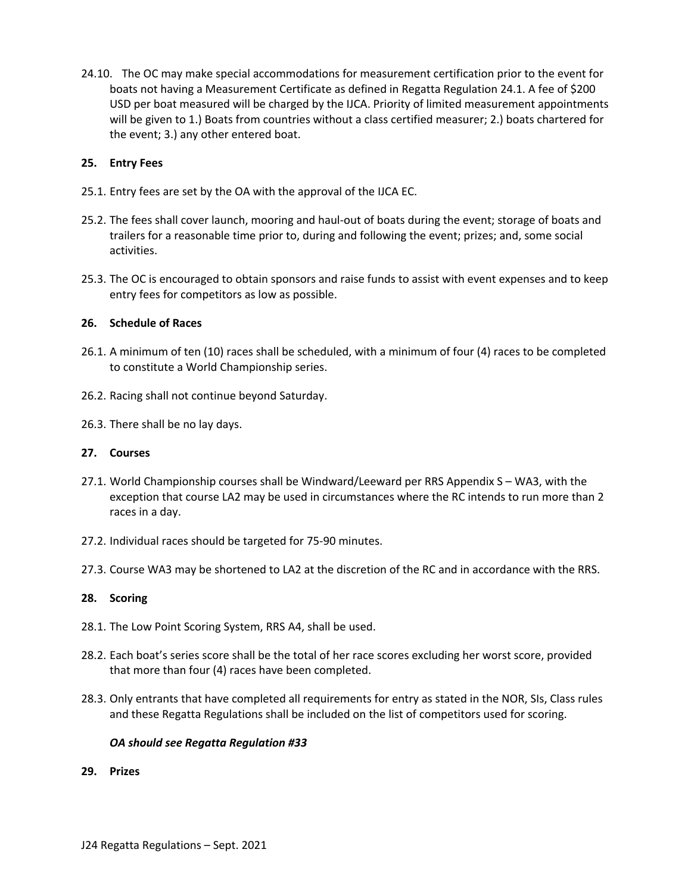24.10. The OC may make special accommodations for measurement certification prior to the event for boats not having a Measurement Certificate as defined in Regatta Regulation 24.1. A fee of $200 USD per boat measured will be charged by the IJCA. Priority of limited measurement appointments will be given to 1.) Boats from countries without a class certified measurer; 2.) boats chartered for the event; 3.) any other entered boat.

## 25. Entry Fees

25.1. Entry fees are set by the OA with the approval of the IJCA EC.

25.2. The fees shall cover launch, mooring and haul-out of boats during the event; storage of boats and trailers for a reasonable time prior to, during and following the event; prizes; and, some social activities.

25.3. The OC is encouraged to obtain sponsors and raise funds to assist with event expenses and to keep entry fees for competitors as low as possible.

## 26. Schedule of Races

26.1. A minimum of ten (10) races shall be scheduled, with a minimum of four (4) races to be completed to constitute a World Championship series.

26.2. Racing shall not continue beyond Saturday.

26.3. There shall be no lay days.

## 27. Courses

27.1. World Championship courses shall be Windward/Leeward per RRS Appendix S – WA3, with the exception that course LA2 may be used in circumstances where the RC intends to run more than 2 races in a day.

27.2. Individual races should be targeted for 75-90 minutes.

27.3. Course WA3 may be shortened to LA2 at the discretion of the RC and in accordance with the RRS.

## 28. Scoring

28.1. The Low Point Scoring System, RRS A4, shall be used.

28.2. Each boat's series score shall be the total of her race scores excluding her worst score, provided that more than four (4) races have been completed.

28.3. Only entrants that have completed all requirements for entry as stated in the NOR, SIs, Class rules and these Regatta Regulations shall be included on the list of competitors used for scoring.

***OA should see Regatta Regulation #33***

## 29. Prizes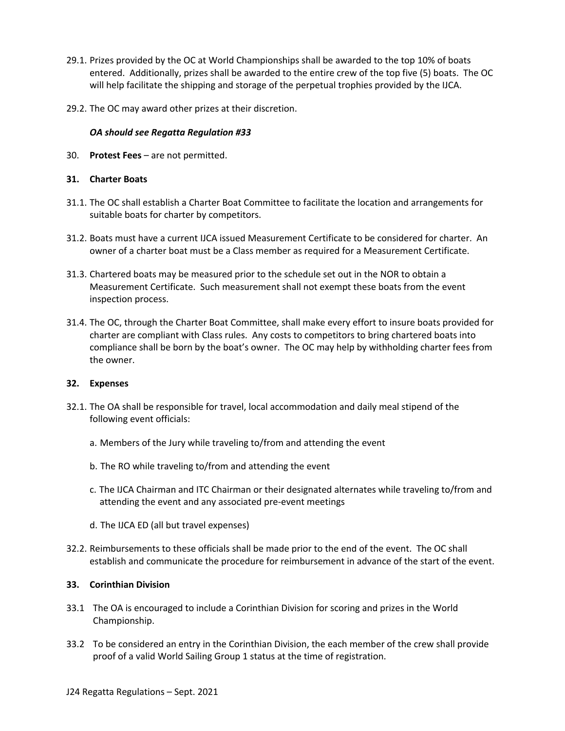29.1. Prizes provided by the OC at World Championships shall be awarded to the top 10% of boats entered. Additionally, prizes shall be awarded to the entire crew of the top five (5) boats. The OC will help facilitate the shipping and storage of the perpetual trophies provided by the IJCA.

29.2. The OC may award other prizes at their discretion.

***OA should see Regatta Regulation #33***

30. **Protest Fees** – are not permitted.

## 31. Charter Boats

31.1. The OC shall establish a Charter Boat Committee to facilitate the location and arrangements for suitable boats for charter by competitors.

31.2. Boats must have a current IJCA issued Measurement Certificate to be considered for charter. An owner of a charter boat must be a Class member as required for a Measurement Certificate.

31.3. Chartered boats may be measured prior to the schedule set out in the NOR to obtain a Measurement Certificate. Such measurement shall not exempt these boats from the event inspection process.

31.4. The OC, through the Charter Boat Committee, shall make every effort to insure boats provided for charter are compliant with Class rules. Any costs to competitors to bring chartered boats into compliance shall be born by the boat's owner. The OC may help by withholding charter fees from the owner.

## 32. Expenses

32.1. The OA shall be responsible for travel, local accommodation and daily meal stipend of the following event officials:

a. Members of the Jury while traveling to/from and attending the event

b. The RO while traveling to/from and attending the event

c. The IJCA Chairman and ITC Chairman or their designated alternates while traveling to/from and attending the event and any associated pre-event meetings

d. The IJCA ED (all but travel expenses)

32.2. Reimbursements to these officials shall be made prior to the end of the event. The OC shall establish and communicate the procedure for reimbursement in advance of the start of the event.

## 33. Corinthian Division

33.1 The OA is encouraged to include a Corinthian Division for scoring and prizes in the World Championship.

33.2 To be considered an entry in the Corinthian Division, the each member of the crew shall provide proof of a valid World Sailing Group 1 status at the time of registration.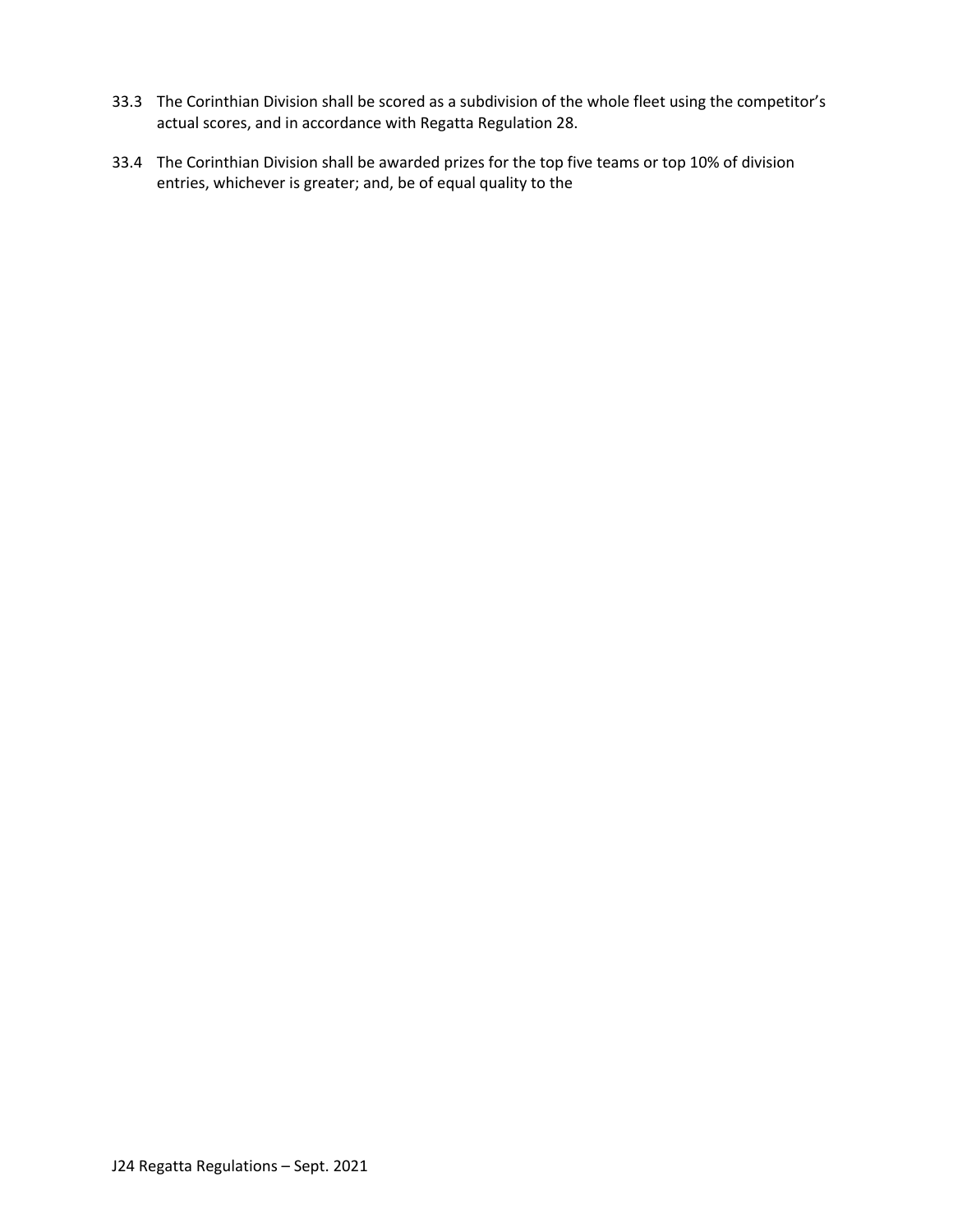33.3 The Corinthian Division shall be scored as a subdivision of the whole fleet using the competitor's actual scores, and in accordance with Regatta Regulation 28.

33.4 The Corinthian Division shall be awarded prizes for the top five teams or top 10% of division entries, whichever is greater; and, be of equal quality to the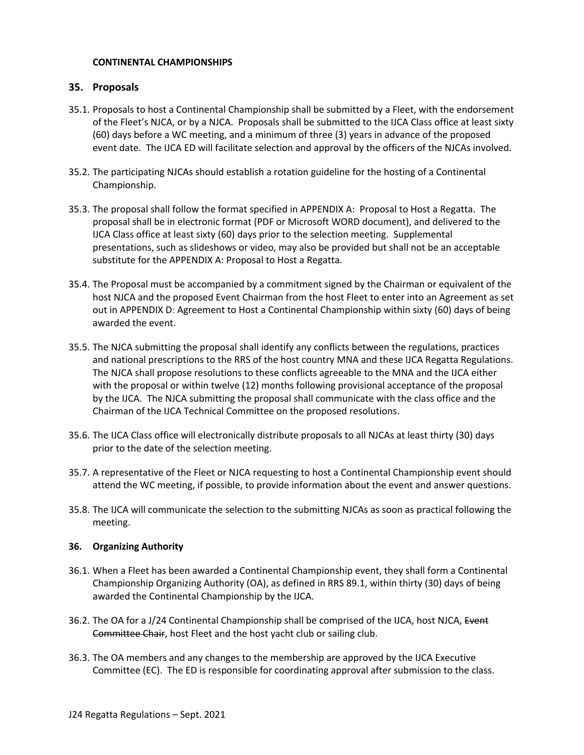**CONTINENTAL CHAMPIONSHIPS**

## 35. Proposals

35.1. Proposals to host a Continental Championship shall be submitted by a Fleet, with the endorsement of the Fleet's NJCA, or by a NJCA. Proposals shall be submitted to the IJCA Class office at least sixty (60) days before a WC meeting, and a minimum of three (3) years in advance of the proposed event date. The IJCA ED will facilitate selection and approval by the officers of the NJCAs involved.

35.2. The participating NJCAs should establish a rotation guideline for the hosting of a Continental Championship.

35.3. The proposal shall follow the format specified in APPENDIX A: Proposal to Host a Regatta. The proposal shall be in electronic format (PDF or Microsoft WORD document), and delivered to the IJCA Class office at least sixty (60) days prior to the selection meeting. Supplemental presentations, such as slideshows or video, may also be provided but shall not be an acceptable substitute for the APPENDIX A: Proposal to Host a Regatta.

35.4. The Proposal must be accompanied by a commitment signed by the Chairman or equivalent of the host NJCA and the proposed Event Chairman from the host Fleet to enter into an Agreement as set out in APPENDIX D: Agreement to Host a Continental Championship within sixty (60) days of being awarded the event.

35.5. The NJCA submitting the proposal shall identify any conflicts between the regulations, practices and national prescriptions to the RRS of the host country MNA and these IJCA Regatta Regulations. The NJCA shall propose resolutions to these conflicts agreeable to the MNA and the IJCA either with the proposal or within twelve (12) months following provisional acceptance of the proposal by the IJCA. The NJCA submitting the proposal shall communicate with the class office and the Chairman of the IJCA Technical Committee on the proposed resolutions.

35.6. The IJCA Class office will electronically distribute proposals to all NJCAs at least thirty (30) days prior to the date of the selection meeting.

35.7. A representative of the Fleet or NJCA requesting to host a Continental Championship event should attend the WC meeting, if possible, to provide information about the event and answer questions.

35.8. The IJCA will communicate the selection to the submitting NJCAs as soon as practical following the meeting.

### 36. Organizing Authority

36.1. When a Fleet has been awarded a Continental Championship event, they shall form a Continental Championship Organizing Authority (OA), as defined in RRS 89.1, within thirty (30) days of being awarded the Continental Championship by the IJCA.

36.2. The OA for a J/24 Continental Championship shall be comprised of the IJCA, host NJCA, ~~Event Committee Chair~~, host Fleet and the host yacht club or sailing club.

36.3. The OA members and any changes to the membership are approved by the IJCA Executive Committee (EC). The ED is responsible for coordinating approval after submission to the class.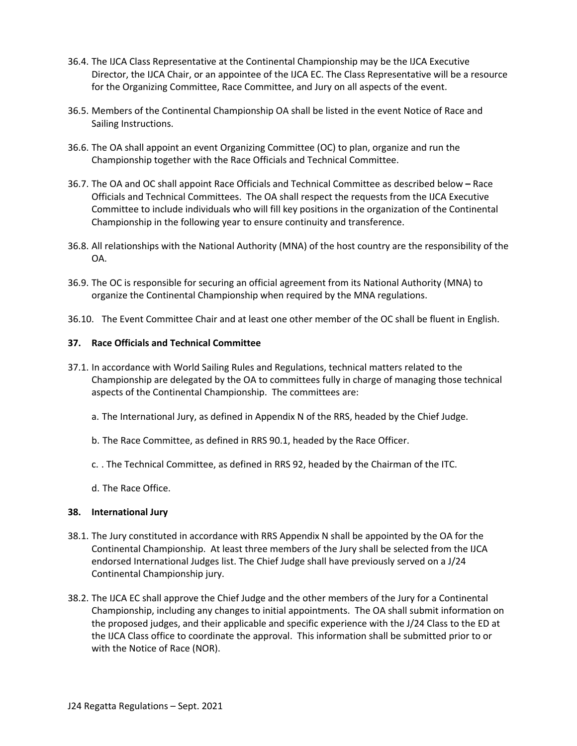36.4. The IJCA Class Representative at the Continental Championship may be the IJCA Executive Director, the IJCA Chair, or an appointee of the IJCA EC. The Class Representative will be a resource for the Organizing Committee, Race Committee, and Jury on all aspects of the event.

36.5. Members of the Continental Championship OA shall be listed in the event Notice of Race and Sailing Instructions.

36.6. The OA shall appoint an event Organizing Committee (OC) to plan, organize and run the Championship together with the Race Officials and Technical Committee.

36.7. The OA and OC shall appoint Race Officials and Technical Committee as described below **–** Race Officials and Technical Committees. The OA shall respect the requests from the IJCA Executive Committee to include individuals who will fill key positions in the organization of the Continental Championship in the following year to ensure continuity and transference.

36.8. All relationships with the National Authority (MNA) of the host country are the responsibility of the OA.

36.9. The OC is responsible for securing an official agreement from its National Authority (MNA) to organize the Continental Championship when required by the MNA regulations.

36.10. The Event Committee Chair and at least one other member of the OC shall be fluent in English.

**37. Race Officials and Technical Committee**

37.1. In accordance with World Sailing Rules and Regulations, technical matters related to the Championship are delegated by the OA to committees fully in charge of managing those technical aspects of the Continental Championship. The committees are:

a. The International Jury, as defined in Appendix N of the RRS, headed by the Chief Judge.

b. The Race Committee, as defined in RRS 90.1, headed by the Race Officer.

c. . The Technical Committee, as defined in RRS 92, headed by the Chairman of the ITC.

d. The Race Office.

**38. International Jury**

38.1. The Jury constituted in accordance with RRS Appendix N shall be appointed by the OA for the Continental Championship. At least three members of the Jury shall be selected from the IJCA endorsed International Judges list. The Chief Judge shall have previously served on a J/24 Continental Championship jury.

38.2. The IJCA EC shall approve the Chief Judge and the other members of the Jury for a Continental Championship, including any changes to initial appointments. The OA shall submit information on the proposed judges, and their applicable and specific experience with the J/24 Class to the ED at the IJCA Class office to coordinate the approval. This information shall be submitted prior to or with the Notice of Race (NOR).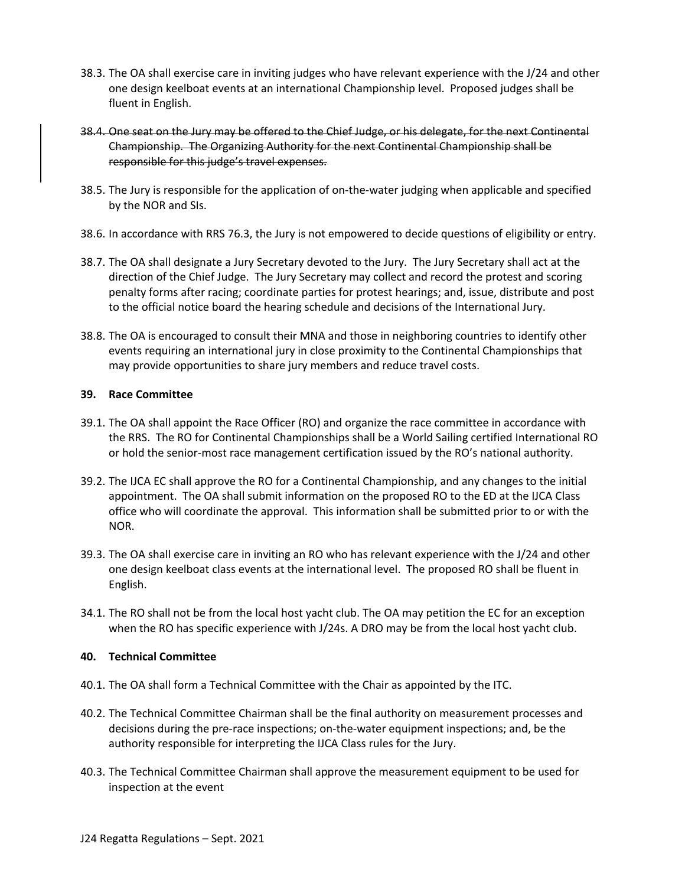38.3. The OA shall exercise care in inviting judges who have relevant experience with the J/24 and other one design keelboat events at an international Championship level. Proposed judges shall be fluent in English.

~~38.4. One seat on the Jury may be offered to the Chief Judge, or his delegate, for the next Continental Championship. The Organizing Authority for the next Continental Championship shall be responsible for this judge's travel expenses.~~

38.5. The Jury is responsible for the application of on-the-water judging when applicable and specified by the NOR and SIs.

38.6. In accordance with RRS 76.3, the Jury is not empowered to decide questions of eligibility or entry.

38.7. The OA shall designate a Jury Secretary devoted to the Jury. The Jury Secretary shall act at the direction of the Chief Judge. The Jury Secretary may collect and record the protest and scoring penalty forms after racing; coordinate parties for protest hearings; and, issue, distribute and post to the official notice board the hearing schedule and decisions of the International Jury.

38.8. The OA is encouraged to consult their MNA and those in neighboring countries to identify other events requiring an international jury in close proximity to the Continental Championships that may provide opportunities to share jury members and reduce travel costs.

**39. Race Committee**

39.1. The OA shall appoint the Race Officer (RO) and organize the race committee in accordance with the RRS. The RO for Continental Championships shall be a World Sailing certified International RO or hold the senior-most race management certification issued by the RO's national authority.

39.2. The IJCA EC shall approve the RO for a Continental Championship, and any changes to the initial appointment. The OA shall submit information on the proposed RO to the ED at the IJCA Class office who will coordinate the approval. This information shall be submitted prior to or with the NOR.

39.3. The OA shall exercise care in inviting an RO who has relevant experience with the J/24 and other one design keelboat class events at the international level. The proposed RO shall be fluent in English.

34.1. The RO shall not be from the local host yacht club. The OA may petition the EC for an exception when the RO has specific experience with J/24s. A DRO may be from the local host yacht club.

**40. Technical Committee**

40.1. The OA shall form a Technical Committee with the Chair as appointed by the ITC.

40.2. The Technical Committee Chairman shall be the final authority on measurement processes and decisions during the pre-race inspections; on-the-water equipment inspections; and, be the authority responsible for interpreting the IJCA Class rules for the Jury.

40.3. The Technical Committee Chairman shall approve the measurement equipment to be used for inspection at the event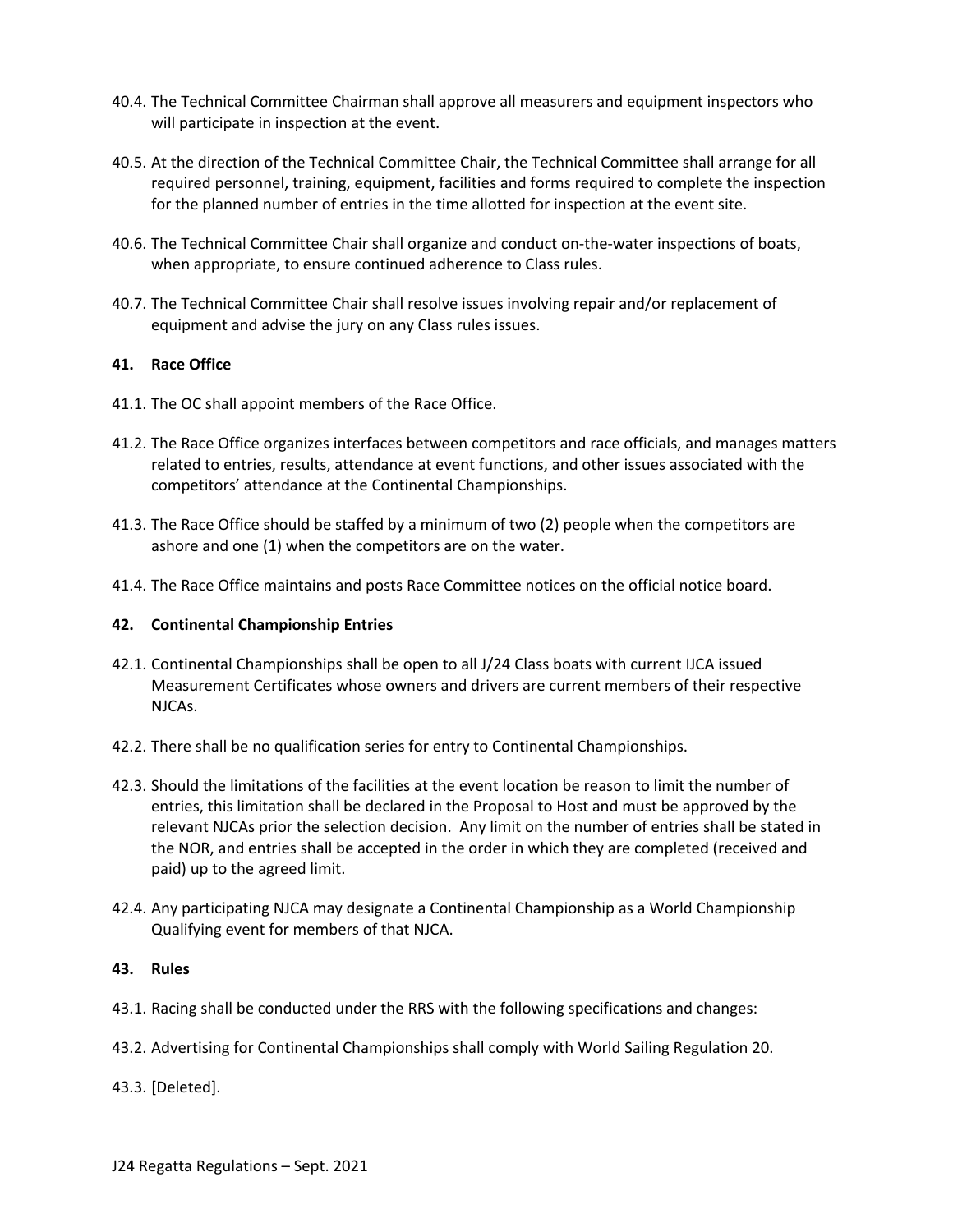40.4. The Technical Committee Chairman shall approve all measurers and equipment inspectors who will participate in inspection at the event.

40.5. At the direction of the Technical Committee Chair, the Technical Committee shall arrange for all required personnel, training, equipment, facilities and forms required to complete the inspection for the planned number of entries in the time allotted for inspection at the event site.

40.6. The Technical Committee Chair shall organize and conduct on-the-water inspections of boats, when appropriate, to ensure continued adherence to Class rules.

40.7. The Technical Committee Chair shall resolve issues involving repair and/or replacement of equipment and advise the jury on any Class rules issues.

**41. Race Office**

41.1. The OC shall appoint members of the Race Office.

41.2. The Race Office organizes interfaces between competitors and race officials, and manages matters related to entries, results, attendance at event functions, and other issues associated with the competitors' attendance at the Continental Championships.

41.3. The Race Office should be staffed by a minimum of two (2) people when the competitors are ashore and one (1) when the competitors are on the water.

41.4. The Race Office maintains and posts Race Committee notices on the official notice board.

**42. Continental Championship Entries**

42.1. Continental Championships shall be open to all J/24 Class boats with current IJCA issued Measurement Certificates whose owners and drivers are current members of their respective NJCAs.

42.2. There shall be no qualification series for entry to Continental Championships.

42.3. Should the limitations of the facilities at the event location be reason to limit the number of entries, this limitation shall be declared in the Proposal to Host and must be approved by the relevant NJCAs prior the selection decision. Any limit on the number of entries shall be stated in the NOR, and entries shall be accepted in the order in which they are completed (received and paid) up to the agreed limit.

42.4. Any participating NJCA may designate a Continental Championship as a World Championship Qualifying event for members of that NJCA.

**43. Rules**

43.1. Racing shall be conducted under the RRS with the following specifications and changes:

43.2. Advertising for Continental Championships shall comply with World Sailing Regulation 20.

43.3. [Deleted].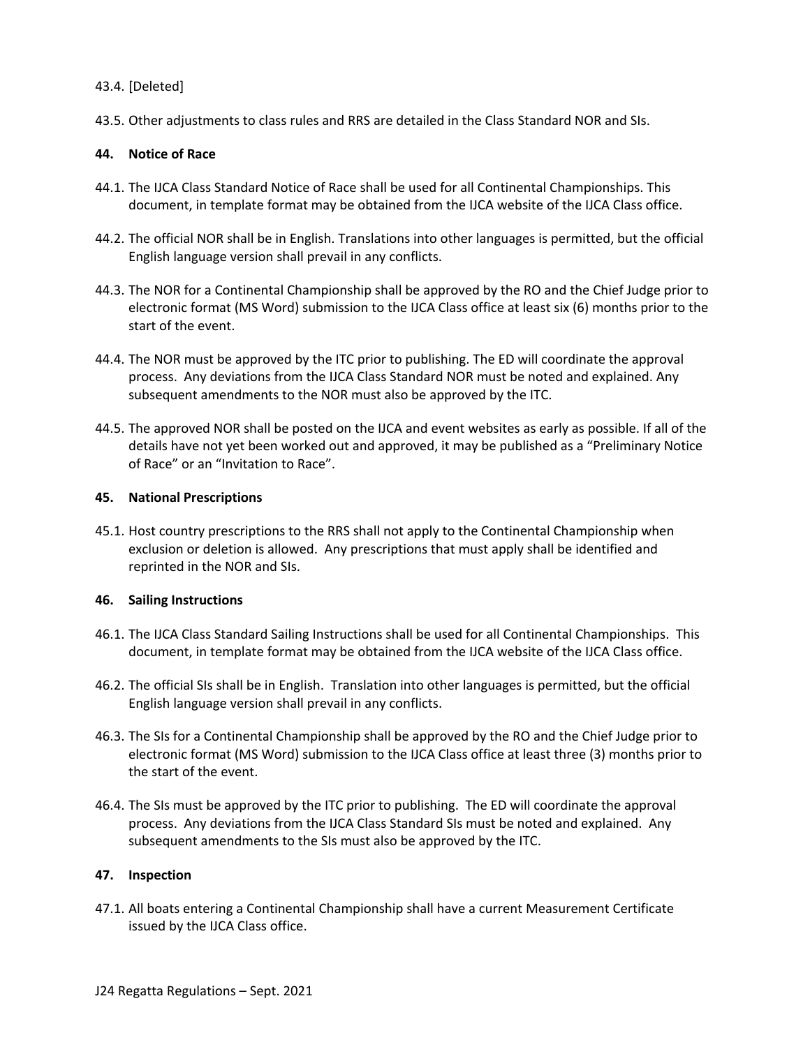43.4. [Deleted]

43.5. Other adjustments to class rules and RRS are detailed in the Class Standard NOR and SIs.

## 44. Notice of Race

44.1. The IJCA Class Standard Notice of Race shall be used for all Continental Championships. This document, in template format may be obtained from the IJCA website of the IJCA Class office.

44.2. The official NOR shall be in English. Translations into other languages is permitted, but the official English language version shall prevail in any conflicts.

44.3. The NOR for a Continental Championship shall be approved by the RO and the Chief Judge prior to electronic format (MS Word) submission to the IJCA Class office at least six (6) months prior to the start of the event.

44.4. The NOR must be approved by the ITC prior to publishing. The ED will coordinate the approval process. Any deviations from the IJCA Class Standard NOR must be noted and explained. Any subsequent amendments to the NOR must also be approved by the ITC.

44.5. The approved NOR shall be posted on the IJCA and event websites as early as possible. If all of the details have not yet been worked out and approved, it may be published as a "Preliminary Notice of Race" or an "Invitation to Race".

## 45. National Prescriptions

45.1. Host country prescriptions to the RRS shall not apply to the Continental Championship when exclusion or deletion is allowed. Any prescriptions that must apply shall be identified and reprinted in the NOR and SIs.

## 46. Sailing Instructions

46.1. The IJCA Class Standard Sailing Instructions shall be used for all Continental Championships. This document, in template format may be obtained from the IJCA website of the IJCA Class office.

46.2. The official SIs shall be in English. Translation into other languages is permitted, but the official English language version shall prevail in any conflicts.

46.3. The SIs for a Continental Championship shall be approved by the RO and the Chief Judge prior to electronic format (MS Word) submission to the IJCA Class office at least three (3) months prior to the start of the event.

46.4. The SIs must be approved by the ITC prior to publishing. The ED will coordinate the approval process. Any deviations from the IJCA Class Standard SIs must be noted and explained. Any subsequent amendments to the SIs must also be approved by the ITC.

## 47. Inspection

47.1. All boats entering a Continental Championship shall have a current Measurement Certificate issued by the IJCA Class office.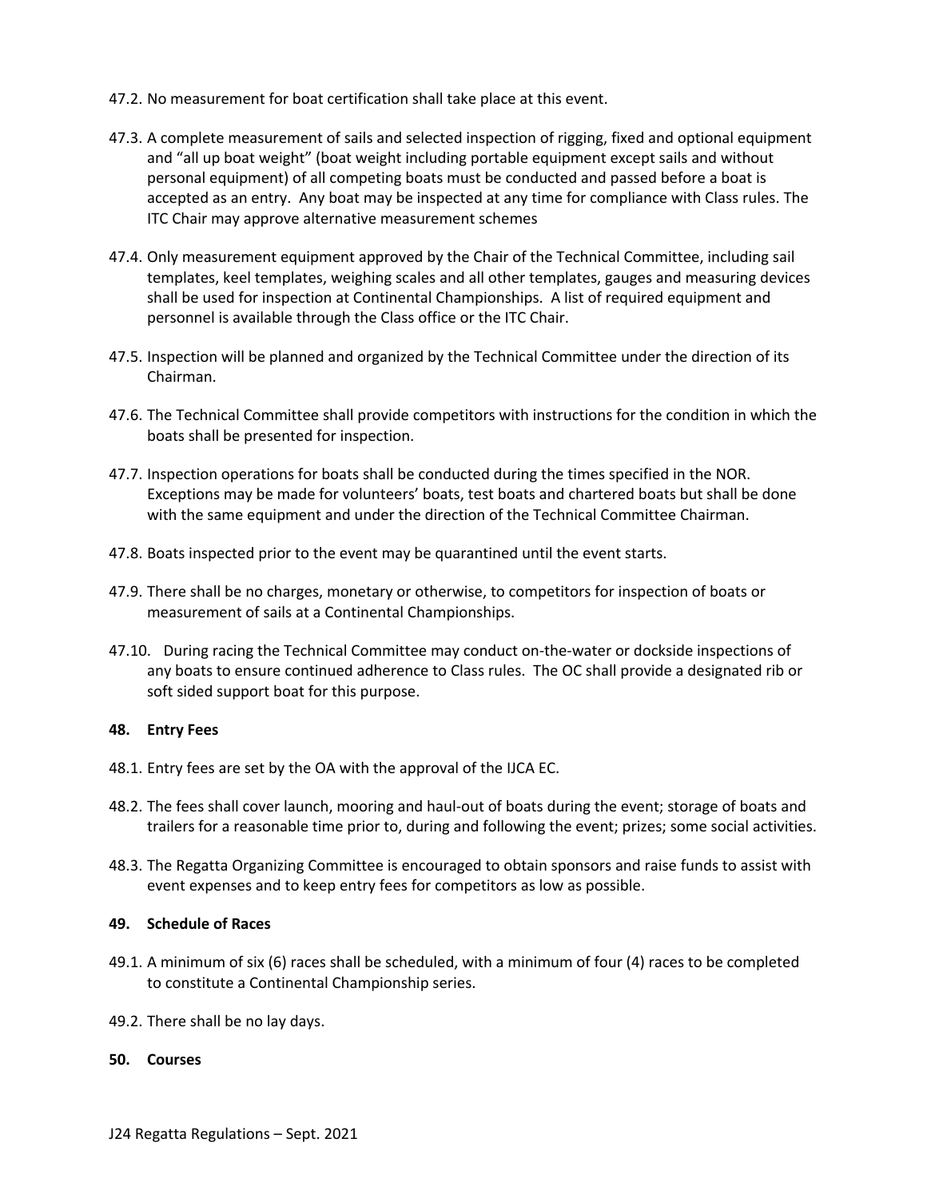47.2. No measurement for boat certification shall take place at this event.

47.3. A complete measurement of sails and selected inspection of rigging, fixed and optional equipment and "all up boat weight" (boat weight including portable equipment except sails and without personal equipment) of all competing boats must be conducted and passed before a boat is accepted as an entry. Any boat may be inspected at any time for compliance with Class rules. The ITC Chair may approve alternative measurement schemes

47.4. Only measurement equipment approved by the Chair of the Technical Committee, including sail templates, keel templates, weighing scales and all other templates, gauges and measuring devices shall be used for inspection at Continental Championships. A list of required equipment and personnel is available through the Class office or the ITC Chair.

47.5. Inspection will be planned and organized by the Technical Committee under the direction of its Chairman.

47.6. The Technical Committee shall provide competitors with instructions for the condition in which the boats shall be presented for inspection.

47.7. Inspection operations for boats shall be conducted during the times specified in the NOR. Exceptions may be made for volunteers' boats, test boats and chartered boats but shall be done with the same equipment and under the direction of the Technical Committee Chairman.

47.8. Boats inspected prior to the event may be quarantined until the event starts.

47.9. There shall be no charges, monetary or otherwise, to competitors for inspection of boats or measurement of sails at a Continental Championships.

47.10. During racing the Technical Committee may conduct on-the-water or dockside inspections of any boats to ensure continued adherence to Class rules. The OC shall provide a designated rib or soft sided support boat for this purpose.

**48. Entry Fees**

48.1. Entry fees are set by the OA with the approval of the IJCA EC.

48.2. The fees shall cover launch, mooring and haul-out of boats during the event; storage of boats and trailers for a reasonable time prior to, during and following the event; prizes; some social activities.

48.3. The Regatta Organizing Committee is encouraged to obtain sponsors and raise funds to assist with event expenses and to keep entry fees for competitors as low as possible.

**49. Schedule of Races**

49.1. A minimum of six (6) races shall be scheduled, with a minimum of four (4) races to be completed to constitute a Continental Championship series.

49.2. There shall be no lay days.

**50. Courses**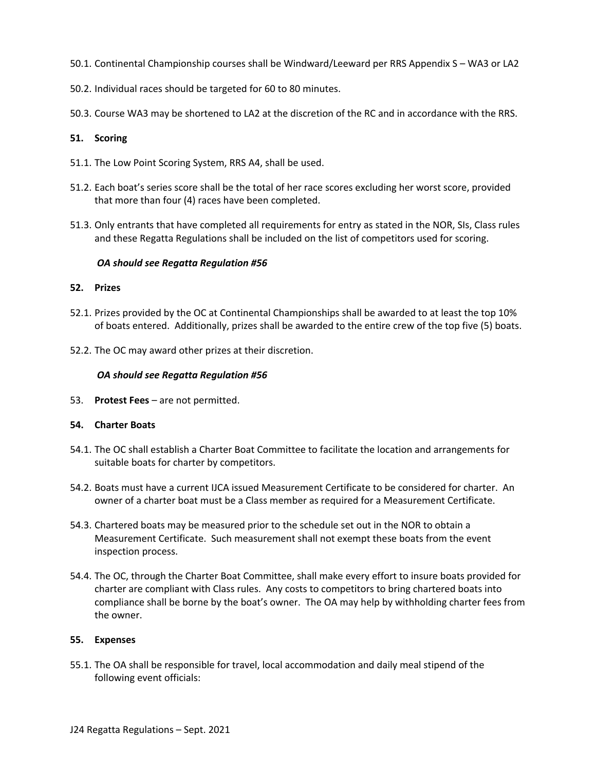50.1. Continental Championship courses shall be Windward/Leeward per RRS Appendix S – WA3 or LA2

50.2. Individual races should be targeted for 60 to 80 minutes.

50.3. Course WA3 may be shortened to LA2 at the discretion of the RC and in accordance with the RRS.

## 51. Scoring

51.1. The Low Point Scoring System, RRS A4, shall be used.

51.2. Each boat's series score shall be the total of her race scores excluding her worst score, provided that more than four (4) races have been completed.

51.3. Only entrants that have completed all requirements for entry as stated in the NOR, SIs, Class rules and these Regatta Regulations shall be included on the list of competitors used for scoring.

***OA should see Regatta Regulation #56***

## 52. Prizes

52.1. Prizes provided by the OC at Continental Championships shall be awarded to at least the top 10% of boats entered. Additionally, prizes shall be awarded to the entire crew of the top five (5) boats.

52.2. The OC may award other prizes at their discretion.

***OA should see Regatta Regulation #56***

53. **Protest Fees** – are not permitted.

## 54. Charter Boats

54.1. The OC shall establish a Charter Boat Committee to facilitate the location and arrangements for suitable boats for charter by competitors.

54.2. Boats must have a current IJCA issued Measurement Certificate to be considered for charter. An owner of a charter boat must be a Class member as required for a Measurement Certificate.

54.3. Chartered boats may be measured prior to the schedule set out in the NOR to obtain a Measurement Certificate. Such measurement shall not exempt these boats from the event inspection process.

54.4. The OC, through the Charter Boat Committee, shall make every effort to insure boats provided for charter are compliant with Class rules. Any costs to competitors to bring chartered boats into compliance shall be borne by the boat's owner. The OA may help by withholding charter fees from the owner.

## 55. Expenses

55.1. The OA shall be responsible for travel, local accommodation and daily meal stipend of the following event officials: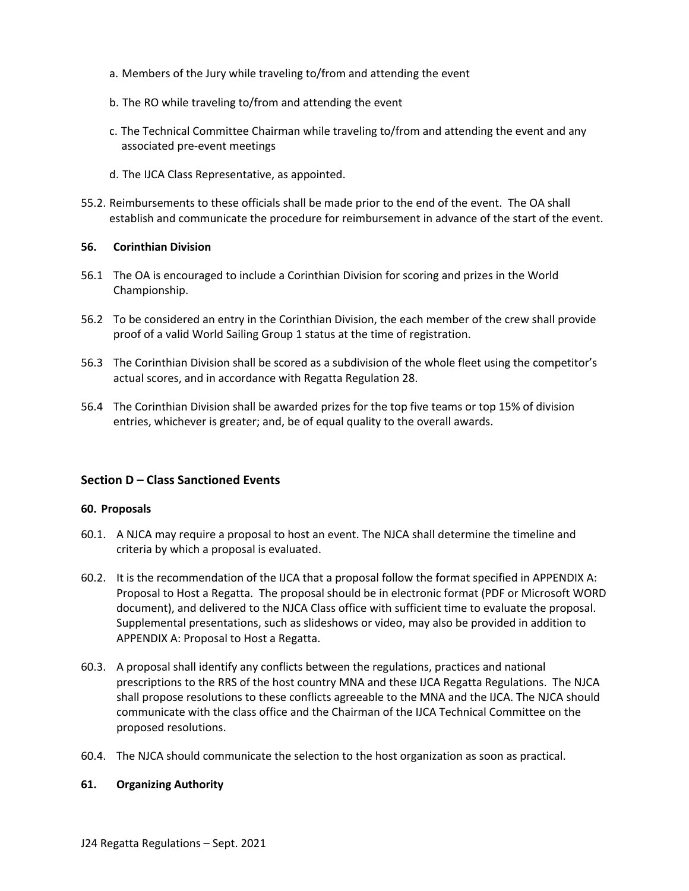a. Members of the Jury while traveling to/from and attending the event

b. The RO while traveling to/from and attending the event

c. The Technical Committee Chairman while traveling to/from and attending the event and any associated pre-event meetings

d. The IJCA Class Representative, as appointed.

55.2. Reimbursements to these officials shall be made prior to the end of the event. The OA shall establish and communicate the procedure for reimbursement in advance of the start of the event.

**56. Corinthian Division**

56.1 The OA is encouraged to include a Corinthian Division for scoring and prizes in the World Championship.

56.2 To be considered an entry in the Corinthian Division, the each member of the crew shall provide proof of a valid World Sailing Group 1 status at the time of registration.

56.3 The Corinthian Division shall be scored as a subdivision of the whole fleet using the competitor's actual scores, and in accordance with Regatta Regulation 28.

56.4 The Corinthian Division shall be awarded prizes for the top five teams or top 15% of division entries, whichever is greater; and, be of equal quality to the overall awards.

## Section D – Class Sanctioned Events

**60. Proposals**

60.1. A NJCA may require a proposal to host an event. The NJCA shall determine the timeline and criteria by which a proposal is evaluated.

60.2. It is the recommendation of the IJCA that a proposal follow the format specified in APPENDIX A: Proposal to Host a Regatta. The proposal should be in electronic format (PDF or Microsoft WORD document), and delivered to the NJCA Class office with sufficient time to evaluate the proposal. Supplemental presentations, such as slideshows or video, may also be provided in addition to APPENDIX A: Proposal to Host a Regatta.

60.3. A proposal shall identify any conflicts between the regulations, practices and national prescriptions to the RRS of the host country MNA and these IJCA Regatta Regulations. The NJCA shall propose resolutions to these conflicts agreeable to the MNA and the IJCA. The NJCA should communicate with the class office and the Chairman of the IJCA Technical Committee on the proposed resolutions.

60.4. The NJCA should communicate the selection to the host organization as soon as practical.

**61. Organizing Authority**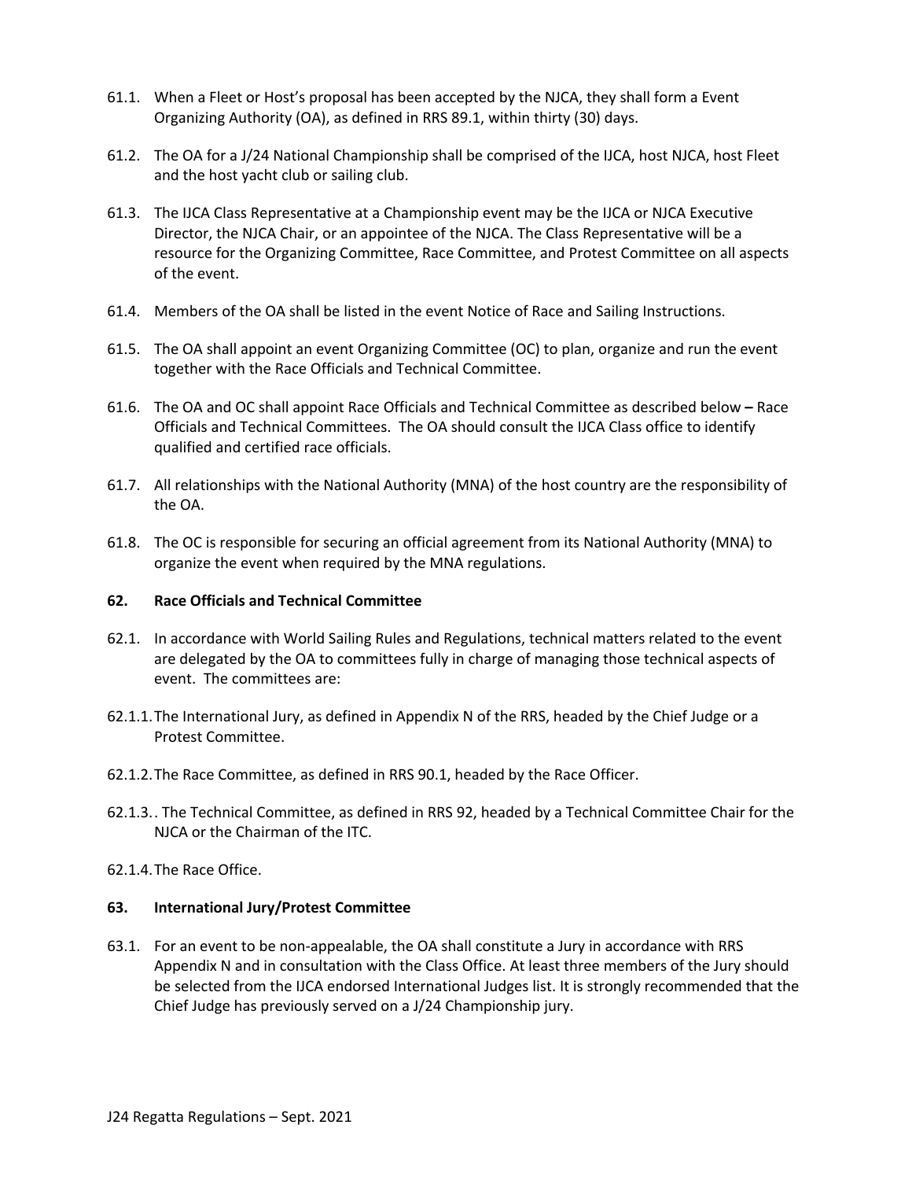61.1. When a Fleet or Host's proposal has been accepted by the NJCA, they shall form a Event Organizing Authority (OA), as defined in RRS 89.1, within thirty (30) days.

61.2. The OA for a J/24 National Championship shall be comprised of the IJCA, host NJCA, host Fleet and the host yacht club or sailing club.

61.3. The IJCA Class Representative at a Championship event may be the IJCA or NJCA Executive Director, the NJCA Chair, or an appointee of the NJCA. The Class Representative will be a resource for the Organizing Committee, Race Committee, and Protest Committee on all aspects of the event.

61.4. Members of the OA shall be listed in the event Notice of Race and Sailing Instructions.

61.5. The OA shall appoint an event Organizing Committee (OC) to plan, organize and run the event together with the Race Officials and Technical Committee.

61.6. The OA and OC shall appoint Race Officials and Technical Committee as described below **–** Race Officials and Technical Committees. The OA should consult the IJCA Class office to identify qualified and certified race officials.

61.7. All relationships with the National Authority (MNA) of the host country are the responsibility of the OA.

61.8. The OC is responsible for securing an official agreement from its National Authority (MNA) to organize the event when required by the MNA regulations.

### 62. Race Officials and Technical Committee

62.1. In accordance with World Sailing Rules and Regulations, technical matters related to the event are delegated by the OA to committees fully in charge of managing those technical aspects of event. The committees are:

62.1.1. The International Jury, as defined in Appendix N of the RRS, headed by the Chief Judge or a Protest Committee.

62.1.2. The Race Committee, as defined in RRS 90.1, headed by the Race Officer.

62.1.3.. The Technical Committee, as defined in RRS 92, headed by a Technical Committee Chair for the NJCA or the Chairman of the ITC.

62.1.4. The Race Office.

### 63. International Jury/Protest Committee

63.1. For an event to be non-appealable, the OA shall constitute a Jury in accordance with RRS Appendix N and in consultation with the Class Office. At least three members of the Jury should be selected from the IJCA endorsed International Judges list. It is strongly recommended that the Chief Judge has previously served on a J/24 Championship jury.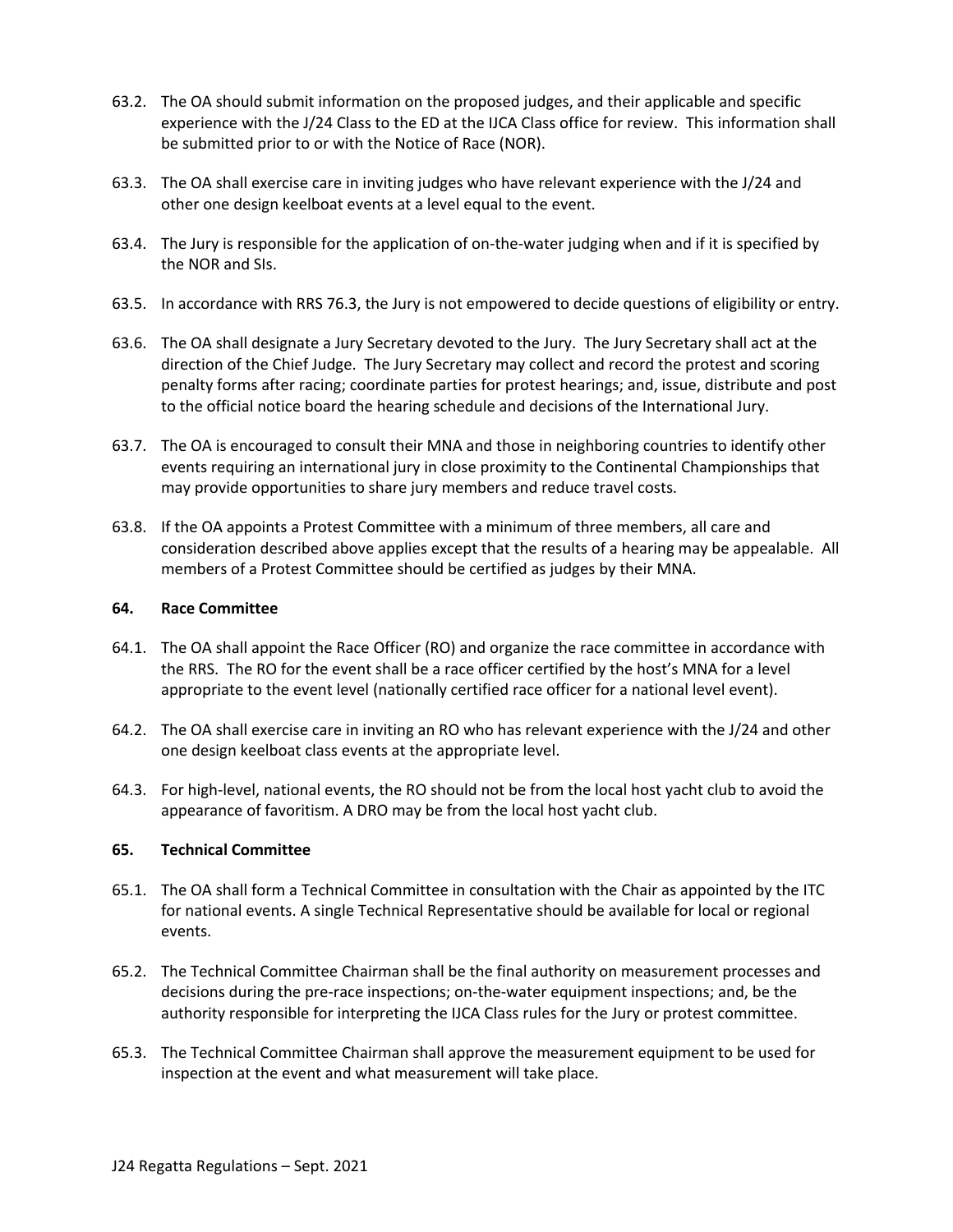63.2. The OA should submit information on the proposed judges, and their applicable and specific experience with the J/24 Class to the ED at the IJCA Class office for review. This information shall be submitted prior to or with the Notice of Race (NOR).

63.3. The OA shall exercise care in inviting judges who have relevant experience with the J/24 and other one design keelboat events at a level equal to the event.

63.4. The Jury is responsible for the application of on-the-water judging when and if it is specified by the NOR and SIs.

63.5. In accordance with RRS 76.3, the Jury is not empowered to decide questions of eligibility or entry.

63.6. The OA shall designate a Jury Secretary devoted to the Jury. The Jury Secretary shall act at the direction of the Chief Judge. The Jury Secretary may collect and record the protest and scoring penalty forms after racing; coordinate parties for protest hearings; and, issue, distribute and post to the official notice board the hearing schedule and decisions of the International Jury.

63.7. The OA is encouraged to consult their MNA and those in neighboring countries to identify other events requiring an international jury in close proximity to the Continental Championships that may provide opportunities to share jury members and reduce travel costs.

63.8. If the OA appoints a Protest Committee with a minimum of three members, all care and consideration described above applies except that the results of a hearing may be appealable. All members of a Protest Committee should be certified as judges by their MNA.

**64. Race Committee**

64.1. The OA shall appoint the Race Officer (RO) and organize the race committee in accordance with the RRS. The RO for the event shall be a race officer certified by the host's MNA for a level appropriate to the event level (nationally certified race officer for a national level event).

64.2. The OA shall exercise care in inviting an RO who has relevant experience with the J/24 and other one design keelboat class events at the appropriate level.

64.3. For high-level, national events, the RO should not be from the local host yacht club to avoid the appearance of favoritism. A DRO may be from the local host yacht club.

**65. Technical Committee**

65.1. The OA shall form a Technical Committee in consultation with the Chair as appointed by the ITC for national events. A single Technical Representative should be available for local or regional events.

65.2. The Technical Committee Chairman shall be the final authority on measurement processes and decisions during the pre-race inspections; on-the-water equipment inspections; and, be the authority responsible for interpreting the IJCA Class rules for the Jury or protest committee.

65.3. The Technical Committee Chairman shall approve the measurement equipment to be used for inspection at the event and what measurement will take place.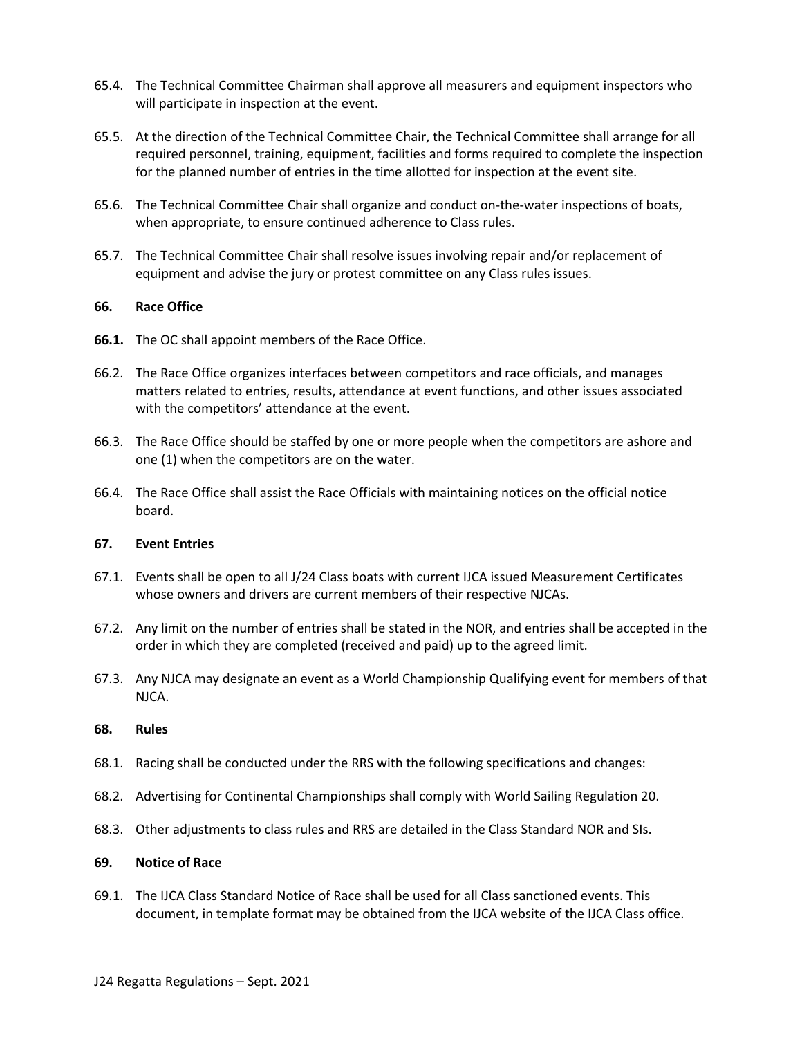65.4. The Technical Committee Chairman shall approve all measurers and equipment inspectors who will participate in inspection at the event.

65.5. At the direction of the Technical Committee Chair, the Technical Committee shall arrange for all required personnel, training, equipment, facilities and forms required to complete the inspection for the planned number of entries in the time allotted for inspection at the event site.

65.6. The Technical Committee Chair shall organize and conduct on-the-water inspections of boats, when appropriate, to ensure continued adherence to Class rules.

65.7. The Technical Committee Chair shall resolve issues involving repair and/or replacement of equipment and advise the jury or protest committee on any Class rules issues.

**66. Race Office**

**66.1.** The OC shall appoint members of the Race Office.

66.2. The Race Office organizes interfaces between competitors and race officials, and manages matters related to entries, results, attendance at event functions, and other issues associated with the competitors' attendance at the event.

66.3. The Race Office should be staffed by one or more people when the competitors are ashore and one (1) when the competitors are on the water.

66.4. The Race Office shall assist the Race Officials with maintaining notices on the official notice board.

**67. Event Entries**

67.1. Events shall be open to all J/24 Class boats with current IJCA issued Measurement Certificates whose owners and drivers are current members of their respective NJCAs.

67.2. Any limit on the number of entries shall be stated in the NOR, and entries shall be accepted in the order in which they are completed (received and paid) up to the agreed limit.

67.3. Any NJCA may designate an event as a World Championship Qualifying event for members of that NJCA.

**68. Rules**

68.1. Racing shall be conducted under the RRS with the following specifications and changes:

68.2. Advertising for Continental Championships shall comply with World Sailing Regulation 20.

68.3. Other adjustments to class rules and RRS are detailed in the Class Standard NOR and SIs.

**69. Notice of Race**

69.1. The IJCA Class Standard Notice of Race shall be used for all Class sanctioned events. This document, in template format may be obtained from the IJCA website of the IJCA Class office.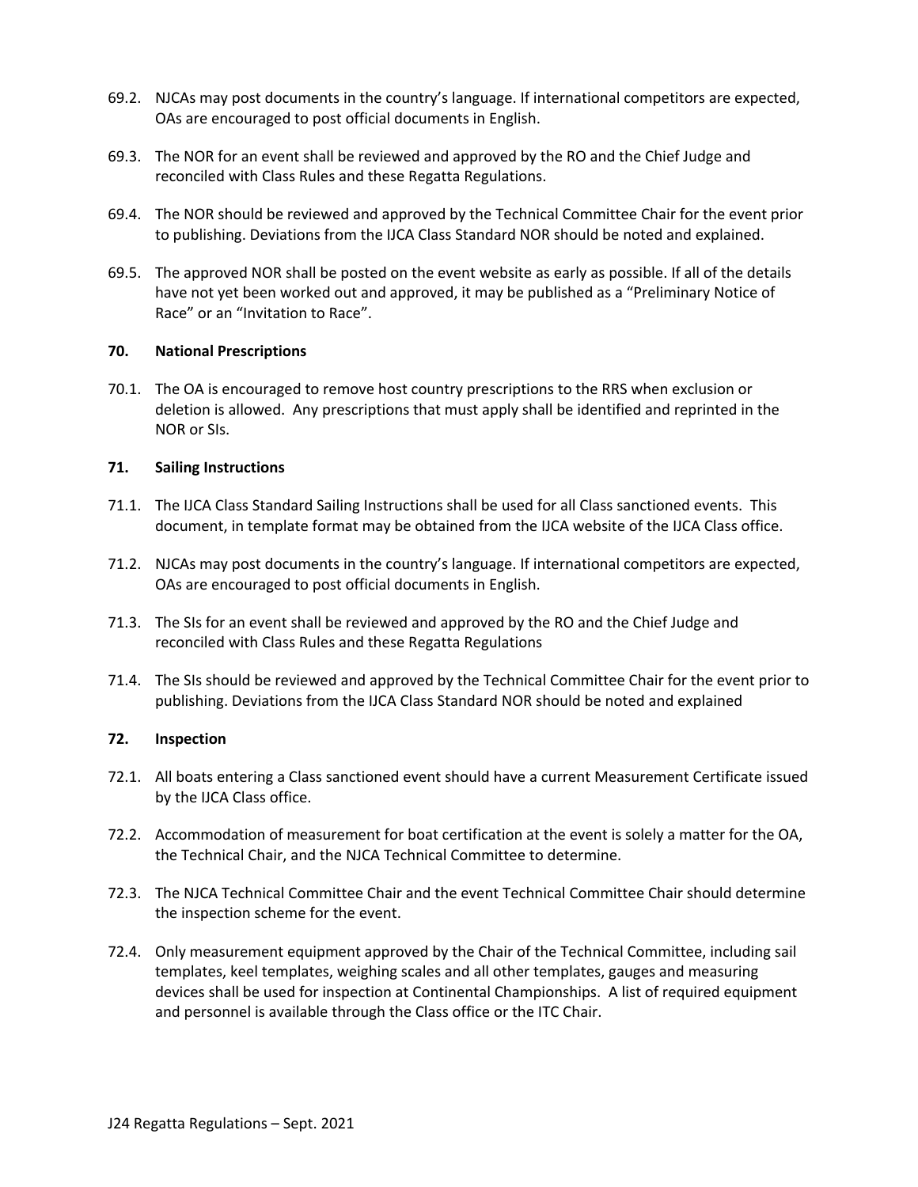69.2. NJCAs may post documents in the country's language. If international competitors are expected, OAs are encouraged to post official documents in English.

69.3. The NOR for an event shall be reviewed and approved by the RO and the Chief Judge and reconciled with Class Rules and these Regatta Regulations.

69.4. The NOR should be reviewed and approved by the Technical Committee Chair for the event prior to publishing. Deviations from the IJCA Class Standard NOR should be noted and explained.

69.5. The approved NOR shall be posted on the event website as early as possible. If all of the details have not yet been worked out and approved, it may be published as a "Preliminary Notice of Race" or an "Invitation to Race".

**70. National Prescriptions**

70.1. The OA is encouraged to remove host country prescriptions to the RRS when exclusion or deletion is allowed. Any prescriptions that must apply shall be identified and reprinted in the NOR or SIs.

**71. Sailing Instructions**

71.1. The IJCA Class Standard Sailing Instructions shall be used for all Class sanctioned events. This document, in template format may be obtained from the IJCA website of the IJCA Class office.

71.2. NJCAs may post documents in the country's language. If international competitors are expected, OAs are encouraged to post official documents in English.

71.3. The SIs for an event shall be reviewed and approved by the RO and the Chief Judge and reconciled with Class Rules and these Regatta Regulations

71.4. The SIs should be reviewed and approved by the Technical Committee Chair for the event prior to publishing. Deviations from the IJCA Class Standard NOR should be noted and explained

**72. Inspection**

72.1. All boats entering a Class sanctioned event should have a current Measurement Certificate issued by the IJCA Class office.

72.2. Accommodation of measurement for boat certification at the event is solely a matter for the OA, the Technical Chair, and the NJCA Technical Committee to determine.

72.3. The NJCA Technical Committee Chair and the event Technical Committee Chair should determine the inspection scheme for the event.

72.4. Only measurement equipment approved by the Chair of the Technical Committee, including sail templates, keel templates, weighing scales and all other templates, gauges and measuring devices shall be used for inspection at Continental Championships. A list of required equipment and personnel is available through the Class office or the ITC Chair.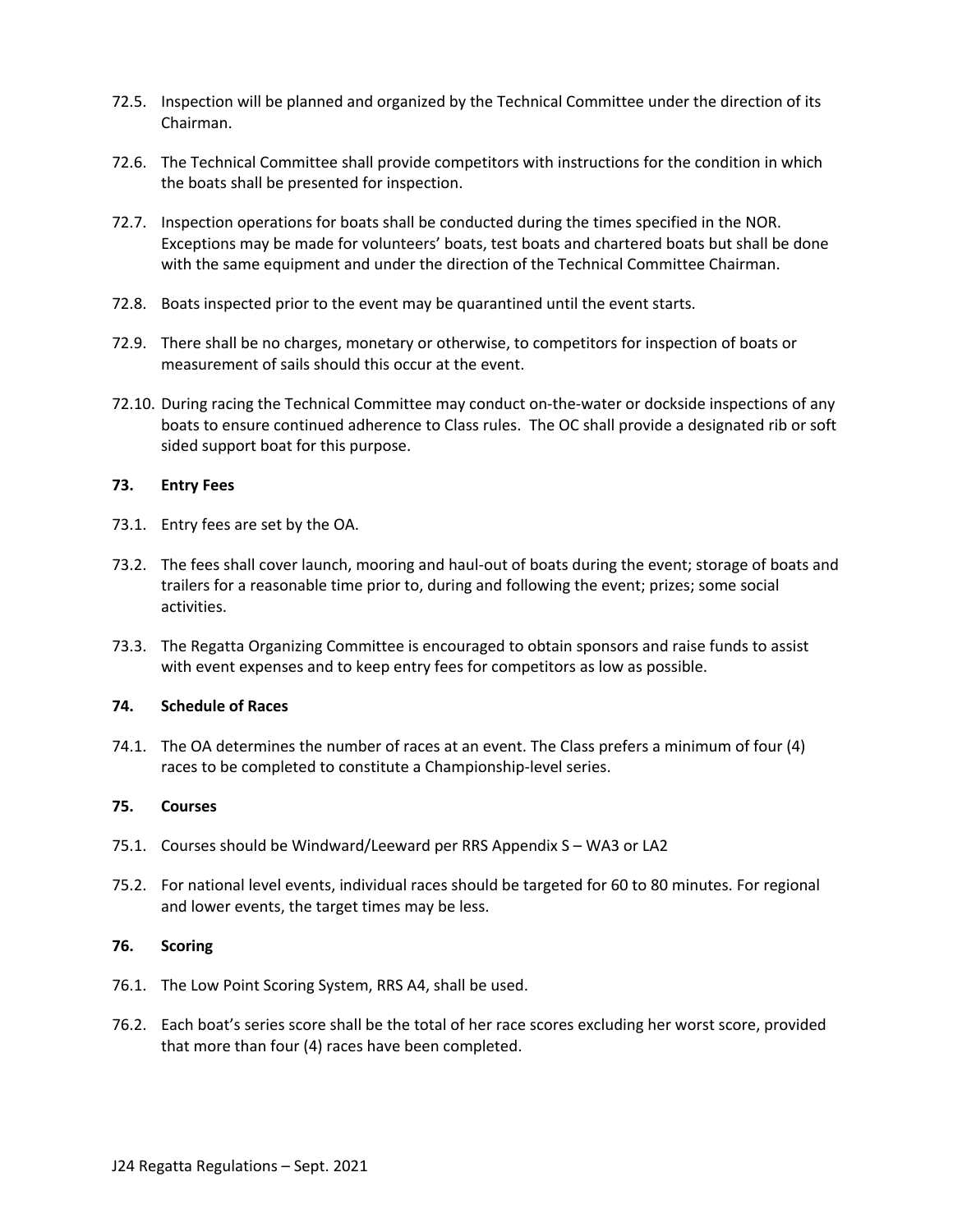72.5. Inspection will be planned and organized by the Technical Committee under the direction of its Chairman.

72.6. The Technical Committee shall provide competitors with instructions for the condition in which the boats shall be presented for inspection.

72.7. Inspection operations for boats shall be conducted during the times specified in the NOR. Exceptions may be made for volunteers' boats, test boats and chartered boats but shall be done with the same equipment and under the direction of the Technical Committee Chairman.

72.8. Boats inspected prior to the event may be quarantined until the event starts.

72.9. There shall be no charges, monetary or otherwise, to competitors for inspection of boats or measurement of sails should this occur at the event.

72.10. During racing the Technical Committee may conduct on-the-water or dockside inspections of any boats to ensure continued adherence to Class rules. The OC shall provide a designated rib or soft sided support boat for this purpose.

**73. Entry Fees**

73.1. Entry fees are set by the OA.

73.2. The fees shall cover launch, mooring and haul-out of boats during the event; storage of boats and trailers for a reasonable time prior to, during and following the event; prizes; some social activities.

73.3. The Regatta Organizing Committee is encouraged to obtain sponsors and raise funds to assist with event expenses and to keep entry fees for competitors as low as possible.

**74. Schedule of Races**

74.1. The OA determines the number of races at an event. The Class prefers a minimum of four (4) races to be completed to constitute a Championship-level series.

**75. Courses**

75.1. Courses should be Windward/Leeward per RRS Appendix S – WA3 or LA2

75.2. For national level events, individual races should be targeted for 60 to 80 minutes. For regional and lower events, the target times may be less.

**76. Scoring**

76.1. The Low Point Scoring System, RRS A4, shall be used.

76.2. Each boat's series score shall be the total of her race scores excluding her worst score, provided that more than four (4) races have been completed.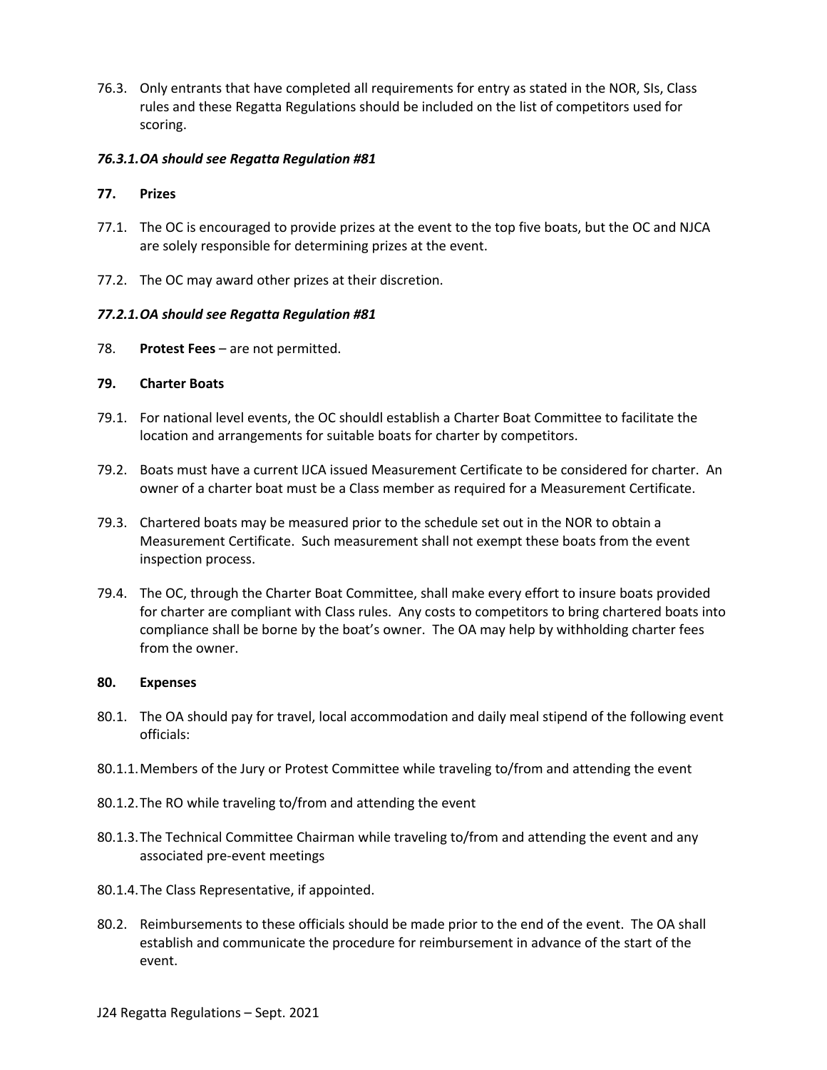76.3. Only entrants that have completed all requirements for entry as stated in the NOR, SIs, Class rules and these Regatta Regulations should be included on the list of competitors used for scoring.

***76.3.1. OA should see Regatta Regulation #81***

**77. Prizes**

77.1. The OC is encouraged to provide prizes at the event to the top five boats, but the OC and NJCA are solely responsible for determining prizes at the event.

77.2. The OC may award other prizes at their discretion.

***77.2.1. OA should see Regatta Regulation #81***

78. **Protest Fees** – are not permitted.

**79. Charter Boats**

79.1. For national level events, the OC shouldl establish a Charter Boat Committee to facilitate the location and arrangements for suitable boats for charter by competitors.

79.2. Boats must have a current IJCA issued Measurement Certificate to be considered for charter. An owner of a charter boat must be a Class member as required for a Measurement Certificate.

79.3. Chartered boats may be measured prior to the schedule set out in the NOR to obtain a Measurement Certificate. Such measurement shall not exempt these boats from the event inspection process.

79.4. The OC, through the Charter Boat Committee, shall make every effort to insure boats provided for charter are compliant with Class rules. Any costs to competitors to bring chartered boats into compliance shall be borne by the boat's owner. The OA may help by withholding charter fees from the owner.

**80. Expenses**

80.1. The OA should pay for travel, local accommodation and daily meal stipend of the following event officials:

80.1.1. Members of the Jury or Protest Committee while traveling to/from and attending the event

80.1.2. The RO while traveling to/from and attending the event

80.1.3. The Technical Committee Chairman while traveling to/from and attending the event and any associated pre-event meetings

80.1.4. The Class Representative, if appointed.

80.2. Reimbursements to these officials should be made prior to the end of the event. The OA shall establish and communicate the procedure for reimbursement in advance of the start of the event.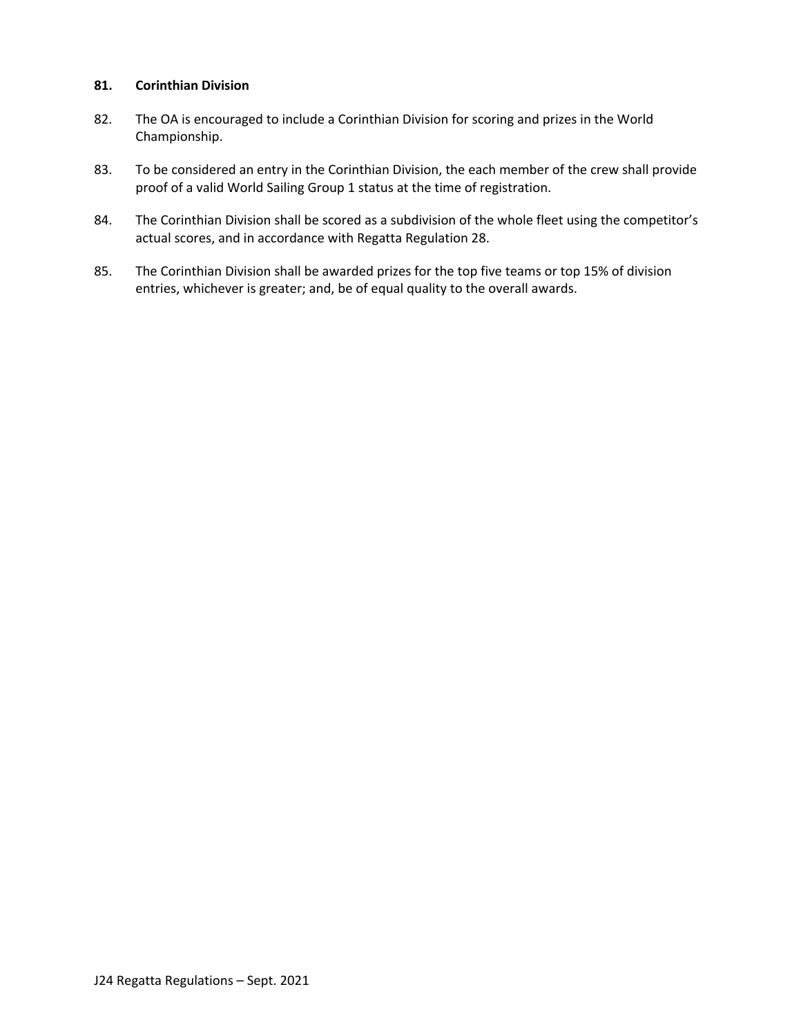**81. Corinthian Division**

82. The OA is encouraged to include a Corinthian Division for scoring and prizes in the World Championship.

83. To be considered an entry in the Corinthian Division, the each member of the crew shall provide proof of a valid World Sailing Group 1 status at the time of registration.

84. The Corinthian Division shall be scored as a subdivision of the whole fleet using the competitor's actual scores, and in accordance with Regatta Regulation 28.

85. The Corinthian Division shall be awarded prizes for the top five teams or top 15% of division entries, whichever is greater; and, be of equal quality to the overall awards.